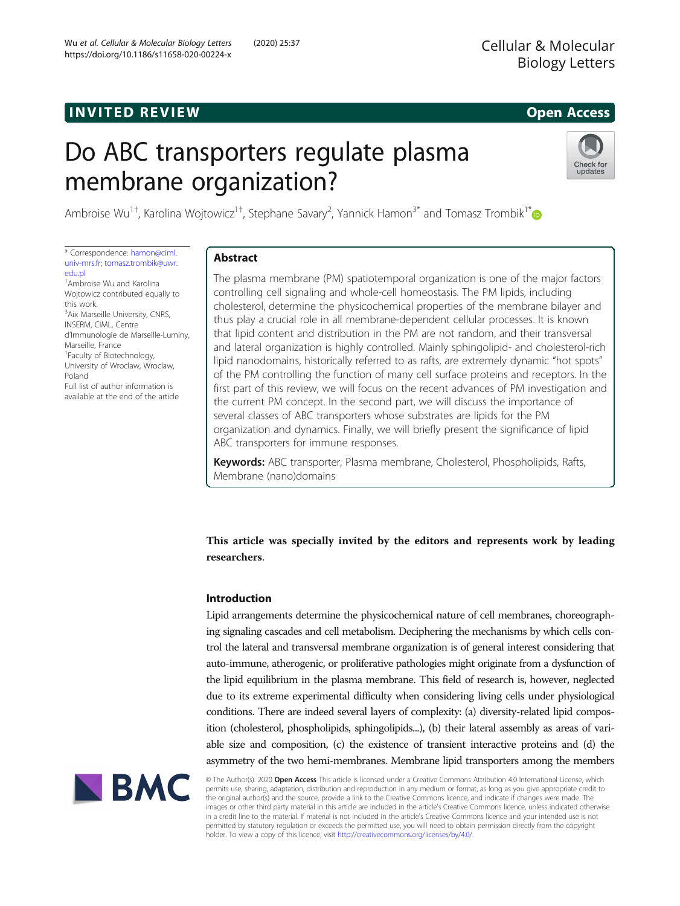INVITED REVIEW

Open Access

# Do ABC transporters regulate plasma membrane organization?

Ambroise Wu[1†], Karolina Wojtowicz[1†], Stephane Savary[2], Yannick Hamon[3*] and Tomasz Trombik[1*]

* Correspondence: hamon@ciml.univ-mrs.fr; tomasz.trombik@uwr.edu.pl

† Ambroise Wu and Karolina Wojtowicz contributed equally to this work.

[3] Aix Marseille University, CNRS, INSERM, CIML, Centre d'Immunologie de Marseille-Luminy, Marseille, France

[1] Faculty of Biotechnology, University of Wroclaw, Wroclaw, Poland

Full list of author information is available at the end of the article

## Abstract

The plasma membrane (PM) spatiotemporal organization is one of the major factors controlling cell signaling and whole-cell homeostasis. The PM lipids, including cholesterol, determine the physicochemical properties of the membrane bilayer and thus play a crucial role in all membrane-dependent cellular processes. It is known that lipid content and distribution in the PM are not random, and their transversal and lateral organization is highly controlled. Mainly sphingolipid- and cholesterol-rich lipid nanodomains, historically referred to as rafts, are extremely dynamic "hot spots" of the PM controlling the function of many cell surface proteins and receptors. In the first part of this review, we will focus on the recent advances of PM investigation and the current PM concept. In the second part, we will discuss the importance of several classes of ABC transporters whose substrates are lipids for the PM organization and dynamics. Finally, we will briefly present the significance of lipid ABC transporters for immune responses.

**Keywords:** ABC transporter, Plasma membrane, Cholesterol, Phospholipids, Rafts, Membrane (nano)domains

**This article was specially invited by the editors and represents work by leading researchers.**

## Introduction

Lipid arrangements determine the physicochemical nature of cell membranes, choreographing signaling cascades and cell metabolism. Deciphering the mechanisms by which cells control the lateral and transversal membrane organization is of general interest considering that auto-immune, atherogenic, or proliferative pathologies might originate from a dysfunction of the lipid equilibrium in the plasma membrane. This field of research is, however, neglected due to its extreme experimental difficulty when considering living cells under physiological conditions. There are indeed several layers of complexity: (a) diversity-related lipid composition (cholesterol, phospholipids, sphingolipids...), (b) their lateral assembly as areas of variable size and composition, (c) the existence of transient interactive proteins and (d) the asymmetry of the two hemi-membranes. Membrane lipid transporters among the members

© The Author(s). 2020 **Open Access** This article is licensed under a Creative Commons Attribution 4.0 International License, which permits use, sharing, adaptation, distribution and reproduction in any medium or format, as long as you give appropriate credit to the original author(s) and the source, provide a link to the Creative Commons licence, and indicate if changes were made. The images or other third party material in this article are included in the article's Creative Commons licence, unless indicated otherwise in a credit line to the material. If material is not included in the article's Creative Commons licence and your intended use is not permitted by statutory regulation or exceeds the permitted use, you will need to obtain permission directly from the copyright holder. To view a copy of this licence, visit http://creativecommons.org/licenses/by/4.0/.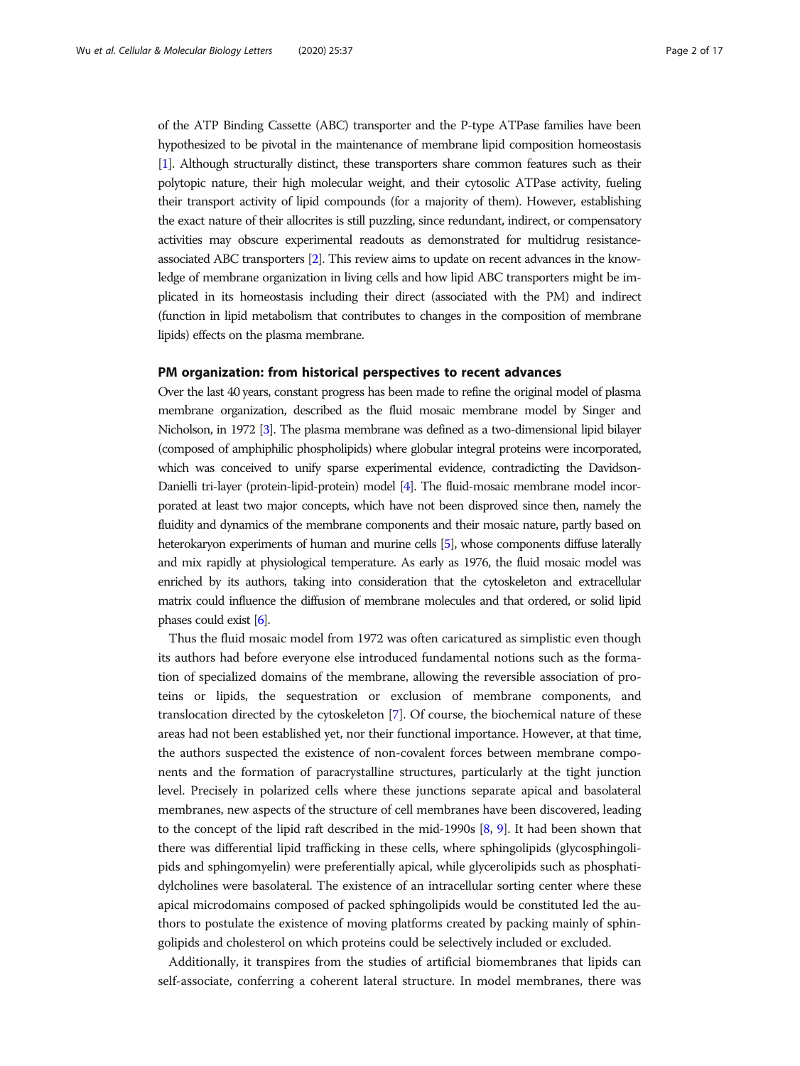of the ATP Binding Cassette (ABC) transporter and the P-type ATPase families have been hypothesized to be pivotal in the maintenance of membrane lipid composition homeostasis [1]. Although structurally distinct, these transporters share common features such as their polytopic nature, their high molecular weight, and their cytosolic ATPase activity, fueling their transport activity of lipid compounds (for a majority of them). However, establishing the exact nature of their allocrites is still puzzling, since redundant, indirect, or compensatory activities may obscure experimental readouts as demonstrated for multidrug resistance-associated ABC transporters [2]. This review aims to update on recent advances in the knowledge of membrane organization in living cells and how lipid ABC transporters might be implicated in its homeostasis including their direct (associated with the PM) and indirect (function in lipid metabolism that contributes to changes in the composition of membrane lipids) effects on the plasma membrane.

## PM organization: from historical perspectives to recent advances

Over the last 40 years, constant progress has been made to refine the original model of plasma membrane organization, described as the fluid mosaic membrane model by Singer and Nicholson, in 1972 [3]. The plasma membrane was defined as a two-dimensional lipid bilayer (composed of amphiphilic phospholipids) where globular integral proteins were incorporated, which was conceived to unify sparse experimental evidence, contradicting the Davidson-Danielli tri-layer (protein-lipid-protein) model [4]. The fluid-mosaic membrane model incorporated at least two major concepts, which have not been disproved since then, namely the fluidity and dynamics of the membrane components and their mosaic nature, partly based on heterokaryon experiments of human and murine cells [5], whose components diffuse laterally and mix rapidly at physiological temperature. As early as 1976, the fluid mosaic model was enriched by its authors, taking into consideration that the cytoskeleton and extracellular matrix could influence the diffusion of membrane molecules and that ordered, or solid lipid phases could exist [6].

Thus the fluid mosaic model from 1972 was often caricatured as simplistic even though its authors had before everyone else introduced fundamental notions such as the formation of specialized domains of the membrane, allowing the reversible association of proteins or lipids, the sequestration or exclusion of membrane components, and translocation directed by the cytoskeleton [7]. Of course, the biochemical nature of these areas had not been established yet, nor their functional importance. However, at that time, the authors suspected the existence of non-covalent forces between membrane components and the formation of paracrystalline structures, particularly at the tight junction level. Precisely in polarized cells where these junctions separate apical and basolateral membranes, new aspects of the structure of cell membranes have been discovered, leading to the concept of the lipid raft described in the mid-1990s [8, 9]. It had been shown that there was differential lipid trafficking in these cells, where sphingolipids (glycosphingolipids and sphingomyelin) were preferentially apical, while glycerolipids such as phosphatidylcholines were basolateral. The existence of an intracellular sorting center where these apical microdomains composed of packed sphingolipids would be constituted led the authors to postulate the existence of moving platforms created by packing mainly of sphingolipids and cholesterol on which proteins could be selectively included or excluded.

Additionally, it transpires from the studies of artificial biomembranes that lipids can self-associate, conferring a coherent lateral structure. In model membranes, there was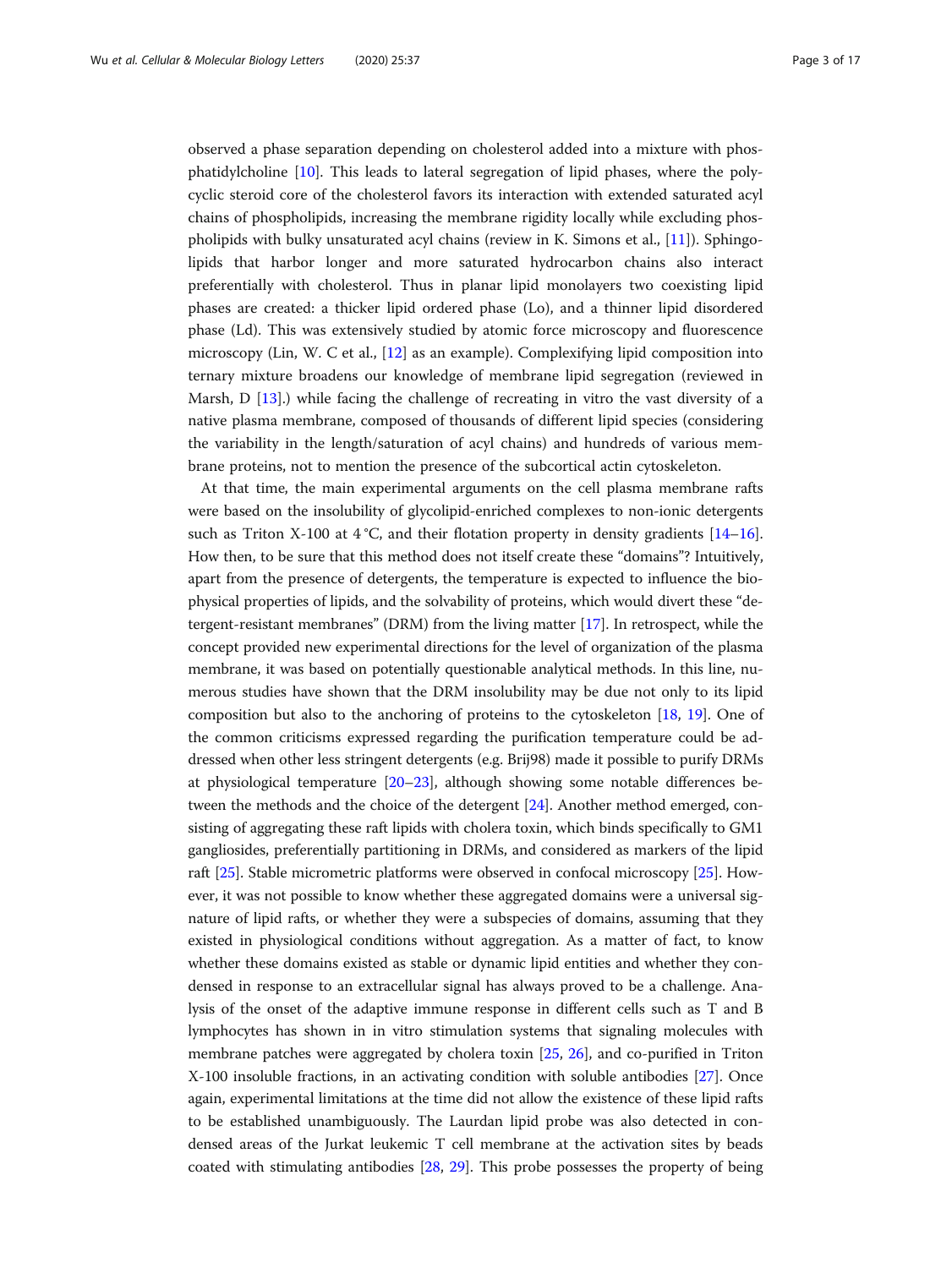observed a phase separation depending on cholesterol added into a mixture with phosphatidylcholine [10]. This leads to lateral segregation of lipid phases, where the polycyclic steroid core of the cholesterol favors its interaction with extended saturated acyl chains of phospholipids, increasing the membrane rigidity locally while excluding phospholipids with bulky unsaturated acyl chains (review in K. Simons et al., [11]). Sphingolipids that harbor longer and more saturated hydrocarbon chains also interact preferentially with cholesterol. Thus in planar lipid monolayers two coexisting lipid phases are created: a thicker lipid ordered phase (Lo), and a thinner lipid disordered phase (Ld). This was extensively studied by atomic force microscopy and fluorescence microscopy (Lin, W. C et al., [12] as an example). Complexifying lipid composition into ternary mixture broadens our knowledge of membrane lipid segregation (reviewed in Marsh, D [13].) while facing the challenge of recreating in vitro the vast diversity of a native plasma membrane, composed of thousands of different lipid species (considering the variability in the length/saturation of acyl chains) and hundreds of various membrane proteins, not to mention the presence of the subcortical actin cytoskeleton.

At that time, the main experimental arguments on the cell plasma membrane rafts were based on the insolubility of glycolipid-enriched complexes to non-ionic detergents such as Triton X-100 at 4 °C, and their flotation property in density gradients [14–16]. How then, to be sure that this method does not itself create these "domains"? Intuitively, apart from the presence of detergents, the temperature is expected to influence the biophysical properties of lipids, and the solvability of proteins, which would divert these "detergent-resistant membranes" (DRM) from the living matter [17]. In retrospect, while the concept provided new experimental directions for the level of organization of the plasma membrane, it was based on potentially questionable analytical methods. In this line, numerous studies have shown that the DRM insolubility may be due not only to its lipid composition but also to the anchoring of proteins to the cytoskeleton [18, 19]. One of the common criticisms expressed regarding the purification temperature could be addressed when other less stringent detergents (e.g. Brij98) made it possible to purify DRMs at physiological temperature [20–23], although showing some notable differences between the methods and the choice of the detergent [24]. Another method emerged, consisting of aggregating these raft lipids with cholera toxin, which binds specifically to GM1 gangliosides, preferentially partitioning in DRMs, and considered as markers of the lipid raft [25]. Stable micrometric platforms were observed in confocal microscopy [25]. However, it was not possible to know whether these aggregated domains were a universal signature of lipid rafts, or whether they were a subspecies of domains, assuming that they existed in physiological conditions without aggregation. As a matter of fact, to know whether these domains existed as stable or dynamic lipid entities and whether they condensed in response to an extracellular signal has always proved to be a challenge. Analysis of the onset of the adaptive immune response in different cells such as T and B lymphocytes has shown in in vitro stimulation systems that signaling molecules with membrane patches were aggregated by cholera toxin [25, 26], and co-purified in Triton X-100 insoluble fractions, in an activating condition with soluble antibodies [27]. Once again, experimental limitations at the time did not allow the existence of these lipid rafts to be established unambiguously. The Laurdan lipid probe was also detected in condensed areas of the Jurkat leukemic T cell membrane at the activation sites by beads coated with stimulating antibodies [28, 29]. This probe possesses the property of being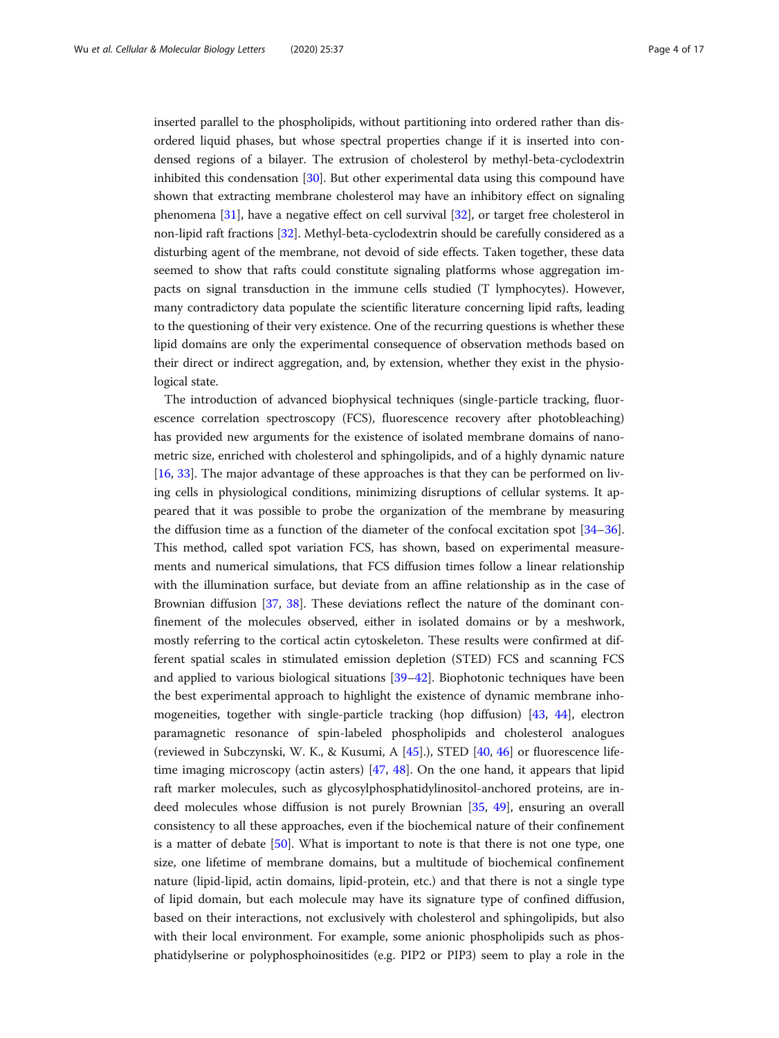inserted parallel to the phospholipids, without partitioning into ordered rather than disordered liquid phases, but whose spectral properties change if it is inserted into condensed regions of a bilayer. The extrusion of cholesterol by methyl-beta-cyclodextrin inhibited this condensation [30]. But other experimental data using this compound have shown that extracting membrane cholesterol may have an inhibitory effect on signaling phenomena [31], have a negative effect on cell survival [32], or target free cholesterol in non-lipid raft fractions [32]. Methyl-beta-cyclodextrin should be carefully considered as a disturbing agent of the membrane, not devoid of side effects. Taken together, these data seemed to show that rafts could constitute signaling platforms whose aggregation impacts on signal transduction in the immune cells studied (T lymphocytes). However, many contradictory data populate the scientific literature concerning lipid rafts, leading to the questioning of their very existence. One of the recurring questions is whether these lipid domains are only the experimental consequence of observation methods based on their direct or indirect aggregation, and, by extension, whether they exist in the physiological state.

The introduction of advanced biophysical techniques (single-particle tracking, fluorescence correlation spectroscopy (FCS), fluorescence recovery after photobleaching) has provided new arguments for the existence of isolated membrane domains of nanometric size, enriched with cholesterol and sphingolipids, and of a highly dynamic nature [16, 33]. The major advantage of these approaches is that they can be performed on living cells in physiological conditions, minimizing disruptions of cellular systems. It appeared that it was possible to probe the organization of the membrane by measuring the diffusion time as a function of the diameter of the confocal excitation spot [34–36]. This method, called spot variation FCS, has shown, based on experimental measurements and numerical simulations, that FCS diffusion times follow a linear relationship with the illumination surface, but deviate from an affine relationship as in the case of Brownian diffusion [37, 38]. These deviations reflect the nature of the dominant confinement of the molecules observed, either in isolated domains or by a meshwork, mostly referring to the cortical actin cytoskeleton. These results were confirmed at different spatial scales in stimulated emission depletion (STED) FCS and scanning FCS and applied to various biological situations [39–42]. Biophotonic techniques have been the best experimental approach to highlight the existence of dynamic membrane inhomogeneities, together with single-particle tracking (hop diffusion) [43, 44], electron paramagnetic resonance of spin-labeled phospholipids and cholesterol analogues (reviewed in Subczynski, W. K., & Kusumi, A [45].), STED [40, 46] or fluorescence lifetime imaging microscopy (actin asters) [47, 48]. On the one hand, it appears that lipid raft marker molecules, such as glycosylphosphatidylinositol-anchored proteins, are indeed molecules whose diffusion is not purely Brownian [35, 49], ensuring an overall consistency to all these approaches, even if the biochemical nature of their confinement is a matter of debate [50]. What is important to note is that there is not one type, one size, one lifetime of membrane domains, but a multitude of biochemical confinement nature (lipid-lipid, actin domains, lipid-protein, etc.) and that there is not a single type of lipid domain, but each molecule may have its signature type of confined diffusion, based on their interactions, not exclusively with cholesterol and sphingolipids, but also with their local environment. For example, some anionic phospholipids such as phosphatidylserine or polyphosphoinositides (e.g. PIP2 or PIP3) seem to play a role in the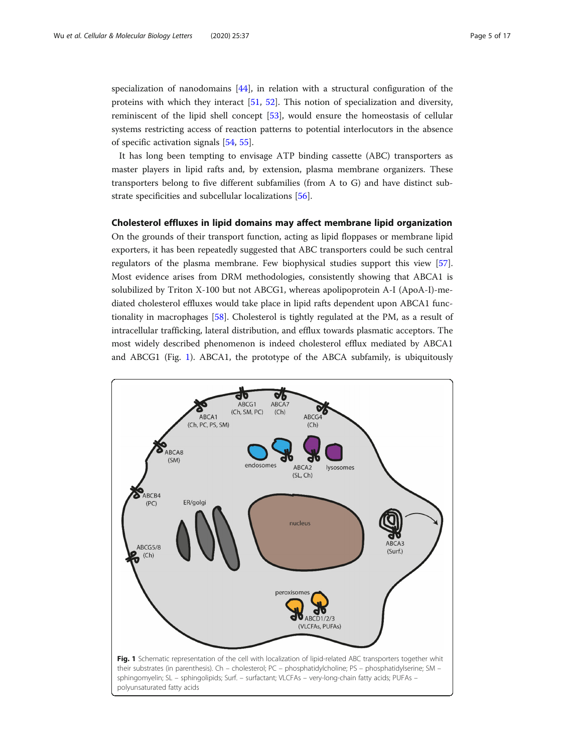specialization of nanodomains [44], in relation with a structural configuration of the proteins with which they interact [51, 52]. This notion of specialization and diversity, reminiscent of the lipid shell concept [53], would ensure the homeostasis of cellular systems restricting access of reaction patterns to potential interlocutors in the absence of specific activation signals [54, 55].

It has long been tempting to envisage ATP binding cassette (ABC) transporters as master players in lipid rafts and, by extension, plasma membrane organizers. These transporters belong to five different subfamilies (from A to G) and have distinct substrate specificities and subcellular localizations [56].

### Cholesterol effluxes in lipid domains may affect membrane lipid organization

On the grounds of their transport function, acting as lipid floppases or membrane lipid exporters, it has been repeatedly suggested that ABC transporters could be such central regulators of the plasma membrane. Few biophysical studies support this view [57]. Most evidence arises from DRM methodologies, consistently showing that ABCA1 is solubilized by Triton X-100 but not ABCG1, whereas apolipoprotein A-I (ApoA-I)-mediated cholesterol effluxes would take place in lipid rafts dependent upon ABCA1 functionality in macrophages [58]. Cholesterol is tightly regulated at the PM, as a result of intracellular trafficking, lateral distribution, and efflux towards plasmatic acceptors. The most widely described phenomenon is indeed cholesterol efflux mediated by ABCA1 and ABCG1 (Fig. 1). ABCA1, the prototype of the ABCA subfamily, is ubiquitously

**Fig. 1** Schematic representation of the cell with localization of lipid-related ABC transporters together whit their substrates (in parenthesis). Ch – cholesterol; PC – phosphatidylcholine; PS – phosphatidylserine; SM – sphingomyelin; SL – sphingolipids; Surf. – surfactant; VLCFAs – very-long-chain fatty acids; PUFAs – polyunsaturated fatty acids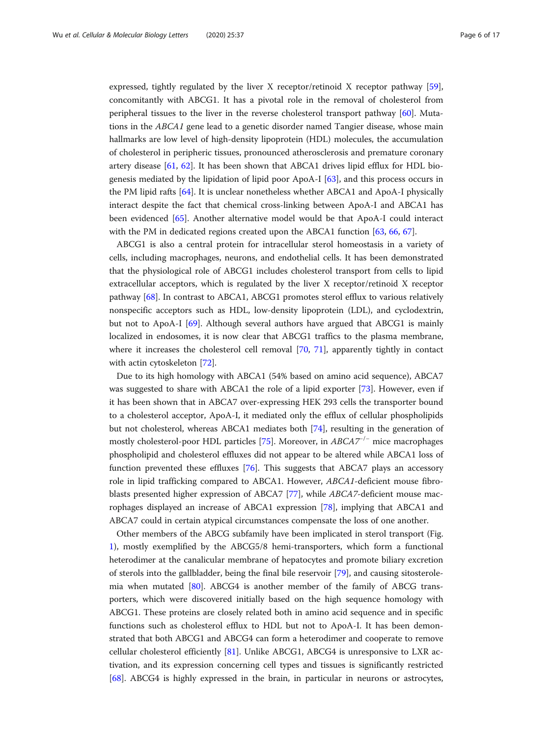expressed, tightly regulated by the liver X receptor/retinoid X receptor pathway [59], concomitantly with ABCG1. It has a pivotal role in the removal of cholesterol from peripheral tissues to the liver in the reverse cholesterol transport pathway [60]. Mutations in the *ABCA1* gene lead to a genetic disorder named Tangier disease, whose main hallmarks are low level of high-density lipoprotein (HDL) molecules, the accumulation of cholesterol in peripheric tissues, pronounced atherosclerosis and premature coronary artery disease [61, 62]. It has been shown that ABCA1 drives lipid efflux for HDL biogenesis mediated by the lipidation of lipid poor ApoA-I [63], and this process occurs in the PM lipid rafts [64]. It is unclear nonetheless whether ABCA1 and ApoA-I physically interact despite the fact that chemical cross-linking between ApoA-I and ABCA1 has been evidenced [65]. Another alternative model would be that ApoA-I could interact with the PM in dedicated regions created upon the ABCA1 function [63, 66, 67].

ABCG1 is also a central protein for intracellular sterol homeostasis in a variety of cells, including macrophages, neurons, and endothelial cells. It has been demonstrated that the physiological role of ABCG1 includes cholesterol transport from cells to lipid extracellular acceptors, which is regulated by the liver X receptor/retinoid X receptor pathway [68]. In contrast to ABCA1, ABCG1 promotes sterol efflux to various relatively nonspecific acceptors such as HDL, low-density lipoprotein (LDL), and cyclodextrin, but not to ApoA-I [69]. Although several authors have argued that ABCG1 is mainly localized in endosomes, it is now clear that ABCG1 traffics to the plasma membrane, where it increases the cholesterol cell removal [70, 71], apparently tightly in contact with actin cytoskeleton [72].

Due to its high homology with ABCA1 (54% based on amino acid sequence), ABCA7 was suggested to share with ABCA1 the role of a lipid exporter [73]. However, even if it has been shown that in ABCA7 over-expressing HEK 293 cells the transporter bound to a cholesterol acceptor, ApoA-I, it mediated only the efflux of cellular phospholipids but not cholesterol, whereas ABCA1 mediates both [74], resulting in the generation of mostly cholesterol-poor HDL particles [75]. Moreover, in $ABCA7^{-/-}$ mice macrophages phospholipid and cholesterol effluxes did not appear to be altered while ABCA1 loss of function prevented these effluxes [76]. This suggests that ABCA7 plays an accessory role in lipid trafficking compared to ABCA1. However, *ABCA1*-deficient mouse fibroblasts presented higher expression of ABCA7 [77], while *ABCA7*-deficient mouse macrophages displayed an increase of ABCA1 expression [78], implying that ABCA1 and ABCA7 could in certain atypical circumstances compensate the loss of one another.

Other members of the ABCG subfamily have been implicated in sterol transport (Fig. 1), mostly exemplified by the ABCG5/8 hemi-transporters, which form a functional heterodimer at the canalicular membrane of hepatocytes and promote biliary excretion of sterols into the gallbladder, being the final bile reservoir [79], and causing sitosterolemia when mutated [80]. ABCG4 is another member of the family of ABCG transporters, which were discovered initially based on the high sequence homology with ABCG1. These proteins are closely related both in amino acid sequence and in specific functions such as cholesterol efflux to HDL but not to ApoA-I. It has been demonstrated that both ABCG1 and ABCG4 can form a heterodimer and cooperate to remove cellular cholesterol efficiently [81]. Unlike ABCG1, ABCG4 is unresponsive to LXR activation, and its expression concerning cell types and tissues is significantly restricted [68]. ABCG4 is highly expressed in the brain, in particular in neurons or astrocytes,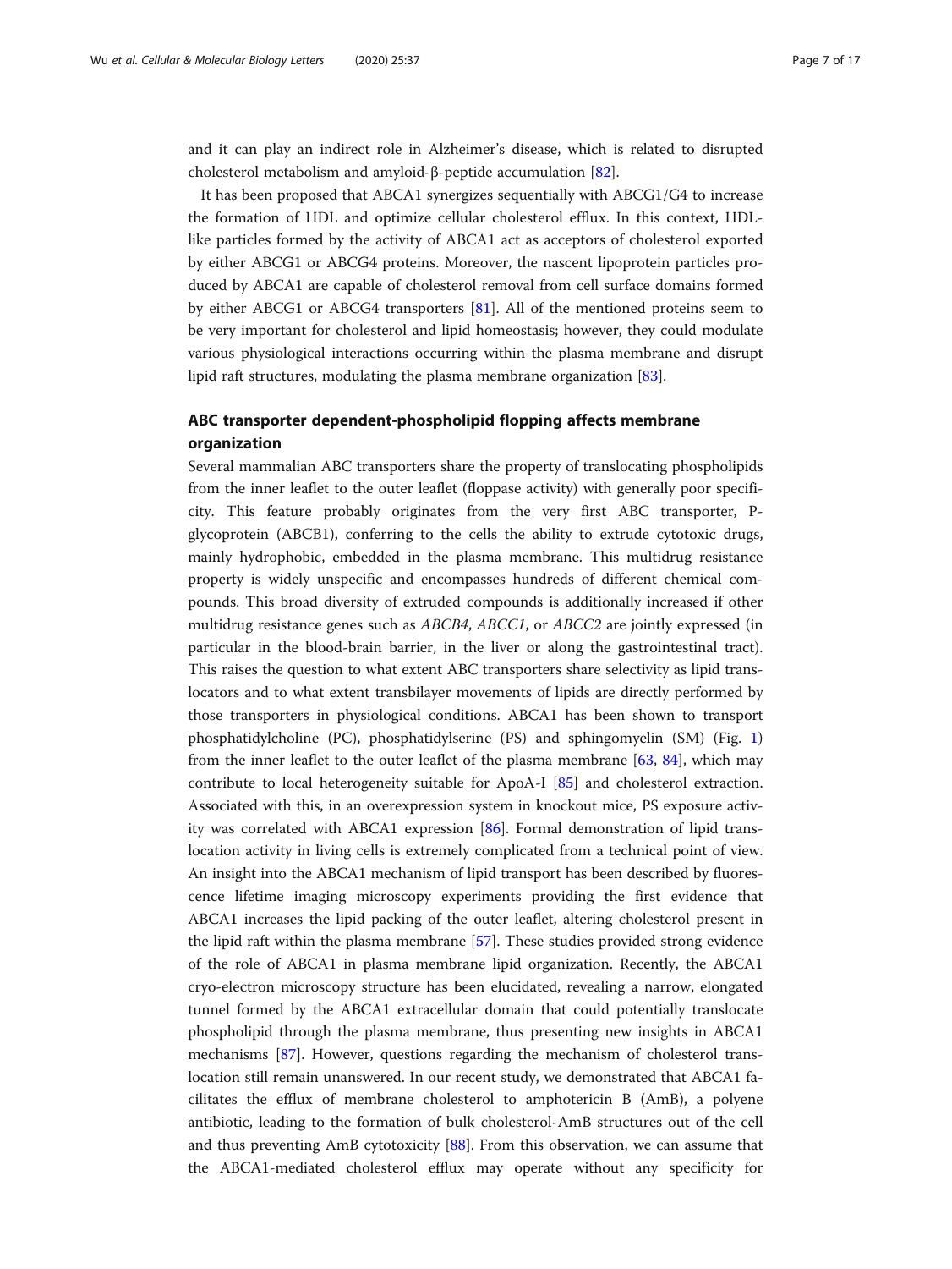and it can play an indirect role in Alzheimer's disease, which is related to disrupted cholesterol metabolism and amyloid-β-peptide accumulation [82].

It has been proposed that ABCA1 synergizes sequentially with ABCG1/G4 to increase the formation of HDL and optimize cellular cholesterol efflux. In this context, HDL-like particles formed by the activity of ABCA1 act as acceptors of cholesterol exported by either ABCG1 or ABCG4 proteins. Moreover, the nascent lipoprotein particles produced by ABCA1 are capable of cholesterol removal from cell surface domains formed by either ABCG1 or ABCG4 transporters [81]. All of the mentioned proteins seem to be very important for cholesterol and lipid homeostasis; however, they could modulate various physiological interactions occurring within the plasma membrane and disrupt lipid raft structures, modulating the plasma membrane organization [83].

## ABC transporter dependent-phospholipid flopping affects membrane organization

Several mammalian ABC transporters share the property of translocating phospholipids from the inner leaflet to the outer leaflet (floppase activity) with generally poor specificity. This feature probably originates from the very first ABC transporter, P-glycoprotein (ABCB1), conferring to the cells the ability to extrude cytotoxic drugs, mainly hydrophobic, embedded in the plasma membrane. This multidrug resistance property is widely unspecific and encompasses hundreds of different chemical compounds. This broad diversity of extruded compounds is additionally increased if other multidrug resistance genes such as *ABCB4*, *ABCC1*, or *ABCC2* are jointly expressed (in particular in the blood-brain barrier, in the liver or along the gastrointestinal tract). This raises the question to what extent ABC transporters share selectivity as lipid translocators and to what extent transbilayer movements of lipids are directly performed by those transporters in physiological conditions. ABCA1 has been shown to transport phosphatidylcholine (PC), phosphatidylserine (PS) and sphingomyelin (SM) (Fig. 1) from the inner leaflet to the outer leaflet of the plasma membrane [63, 84], which may contribute to local heterogeneity suitable for ApoA-I [85] and cholesterol extraction. Associated with this, in an overexpression system in knockout mice, PS exposure activity was correlated with ABCA1 expression [86]. Formal demonstration of lipid translocation activity in living cells is extremely complicated from a technical point of view. An insight into the ABCA1 mechanism of lipid transport has been described by fluorescence lifetime imaging microscopy experiments providing the first evidence that ABCA1 increases the lipid packing of the outer leaflet, altering cholesterol present in the lipid raft within the plasma membrane [57]. These studies provided strong evidence of the role of ABCA1 in plasma membrane lipid organization. Recently, the ABCA1 cryo-electron microscopy structure has been elucidated, revealing a narrow, elongated tunnel formed by the ABCA1 extracellular domain that could potentially translocate phospholipid through the plasma membrane, thus presenting new insights in ABCA1 mechanisms [87]. However, questions regarding the mechanism of cholesterol translocation still remain unanswered. In our recent study, we demonstrated that ABCA1 facilitates the efflux of membrane cholesterol to amphotericin B (AmB), a polyene antibiotic, leading to the formation of bulk cholesterol-AmB structures out of the cell and thus preventing AmB cytotoxicity [88]. From this observation, we can assume that the ABCA1-mediated cholesterol efflux may operate without any specificity for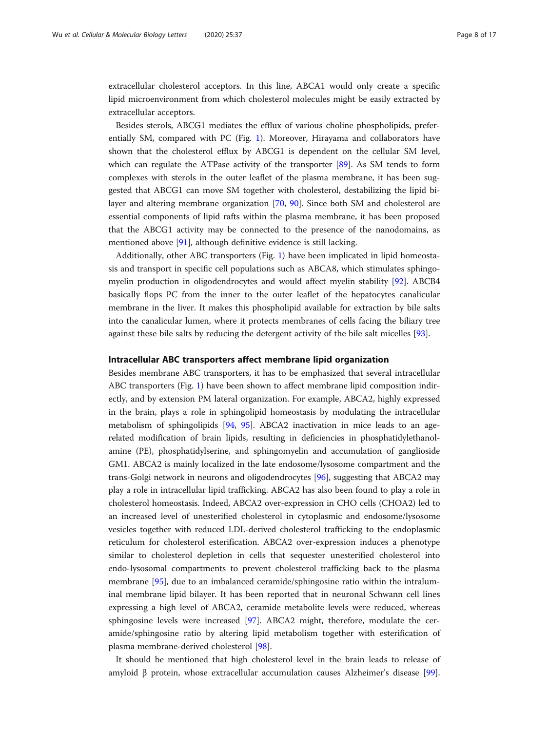extracellular cholesterol acceptors. In this line, ABCA1 would only create a specific lipid microenvironment from which cholesterol molecules might be easily extracted by extracellular acceptors.

Besides sterols, ABCG1 mediates the efflux of various choline phospholipids, preferentially SM, compared with PC (Fig. 1). Moreover, Hirayama and collaborators have shown that the cholesterol efflux by ABCG1 is dependent on the cellular SM level, which can regulate the ATPase activity of the transporter [89]. As SM tends to form complexes with sterols in the outer leaflet of the plasma membrane, it has been suggested that ABCG1 can move SM together with cholesterol, destabilizing the lipid bilayer and altering membrane organization [70, 90]. Since both SM and cholesterol are essential components of lipid rafts within the plasma membrane, it has been proposed that the ABCG1 activity may be connected to the presence of the nanodomains, as mentioned above [91], although definitive evidence is still lacking.

Additionally, other ABC transporters (Fig. 1) have been implicated in lipid homeostasis and transport in specific cell populations such as ABCA8, which stimulates sphingomyelin production in oligodendrocytes and would affect myelin stability [92]. ABCB4 basically flops PC from the inner to the outer leaflet of the hepatocytes canalicular membrane in the liver. It makes this phospholipid available for extraction by bile salts into the canalicular lumen, where it protects membranes of cells facing the biliary tree against these bile salts by reducing the detergent activity of the bile salt micelles [93].

## Intracellular ABC transporters affect membrane lipid organization

Besides membrane ABC transporters, it has to be emphasized that several intracellular ABC transporters (Fig. 1) have been shown to affect membrane lipid composition indirectly, and by extension PM lateral organization. For example, ABCA2, highly expressed in the brain, plays a role in sphingolipid homeostasis by modulating the intracellular metabolism of sphingolipids [94, 95]. ABCA2 inactivation in mice leads to an age-related modification of brain lipids, resulting in deficiencies in phosphatidylethanolamine (PE), phosphatidylserine, and sphingomyelin and accumulation of ganglioside GM1. ABCA2 is mainly localized in the late endosome/lysosome compartment and the trans-Golgi network in neurons and oligodendrocytes [96], suggesting that ABCA2 may play a role in intracellular lipid trafficking. ABCA2 has also been found to play a role in cholesterol homeostasis. Indeed, ABCA2 over-expression in CHO cells (CHOA2) led to an increased level of unesterified cholesterol in cytoplasmic and endosome/lysosome vesicles together with reduced LDL-derived cholesterol trafficking to the endoplasmic reticulum for cholesterol esterification. ABCA2 over-expression induces a phenotype similar to cholesterol depletion in cells that sequester unesterified cholesterol into endo-lysosomal compartments to prevent cholesterol trafficking back to the plasma membrane [95], due to an imbalanced ceramide/sphingosine ratio within the intraluminal membrane lipid bilayer. It has been reported that in neuronal Schwann cell lines expressing a high level of ABCA2, ceramide metabolite levels were reduced, whereas sphingosine levels were increased [97]. ABCA2 might, therefore, modulate the ceramide/sphingosine ratio by altering lipid metabolism together with esterification of plasma membrane-derived cholesterol [98].

It should be mentioned that high cholesterol level in the brain leads to release of amyloid β protein, whose extracellular accumulation causes Alzheimer's disease [99].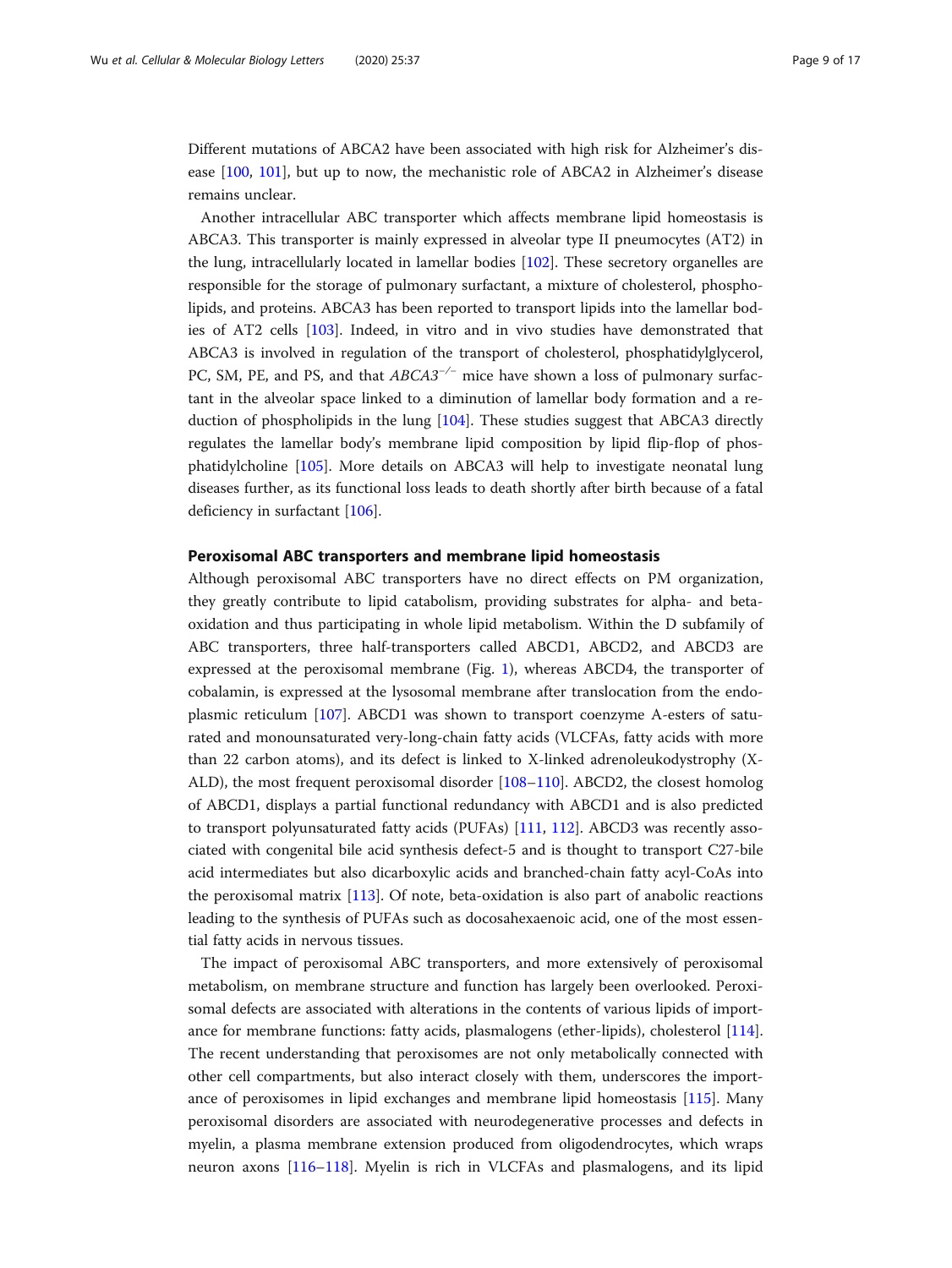Different mutations of ABCA2 have been associated with high risk for Alzheimer's disease [100, 101], but up to now, the mechanistic role of ABCA2 in Alzheimer's disease remains unclear.

Another intracellular ABC transporter which affects membrane lipid homeostasis is ABCA3. This transporter is mainly expressed in alveolar type II pneumocytes (AT2) in the lung, intracellularly located in lamellar bodies [102]. These secretory organelles are responsible for the storage of pulmonary surfactant, a mixture of cholesterol, phospholipids, and proteins. ABCA3 has been reported to transport lipids into the lamellar bodies of AT2 cells [103]. Indeed, in vitro and in vivo studies have demonstrated that ABCA3 is involved in regulation of the transport of cholesterol, phosphatidylglycerol, PC, SM, PE, and PS, and that *ABCA3*$^{-/-}$ mice have shown a loss of pulmonary surfactant in the alveolar space linked to a diminution of lamellar body formation and a reduction of phospholipids in the lung [104]. These studies suggest that ABCA3 directly regulates the lamellar body's membrane lipid composition by lipid flip-flop of phosphatidylcholine [105]. More details on ABCA3 will help to investigate neonatal lung diseases further, as its functional loss leads to death shortly after birth because of a fatal deficiency in surfactant [106].

### Peroxisomal ABC transporters and membrane lipid homeostasis

Although peroxisomal ABC transporters have no direct effects on PM organization, they greatly contribute to lipid catabolism, providing substrates for alpha- and beta-oxidation and thus participating in whole lipid metabolism. Within the D subfamily of ABC transporters, three half-transporters called ABCD1, ABCD2, and ABCD3 are expressed at the peroxisomal membrane (Fig. 1), whereas ABCD4, the transporter of cobalamin, is expressed at the lysosomal membrane after translocation from the endoplasmic reticulum [107]. ABCD1 was shown to transport coenzyme A-esters of saturated and monounsaturated very-long-chain fatty acids (VLCFAs, fatty acids with more than 22 carbon atoms), and its defect is linked to X-linked adrenoleukodystrophy (X-ALD), the most frequent peroxisomal disorder [108–110]. ABCD2, the closest homolog of ABCD1, displays a partial functional redundancy with ABCD1 and is also predicted to transport polyunsaturated fatty acids (PUFAs) [111, 112]. ABCD3 was recently associated with congenital bile acid synthesis defect-5 and is thought to transport C27-bile acid intermediates but also dicarboxylic acids and branched-chain fatty acyl-CoAs into the peroxisomal matrix [113]. Of note, beta-oxidation is also part of anabolic reactions leading to the synthesis of PUFAs such as docosahexaenoic acid, one of the most essential fatty acids in nervous tissues.

The impact of peroxisomal ABC transporters, and more extensively of peroxisomal metabolism, on membrane structure and function has largely been overlooked. Peroxisomal defects are associated with alterations in the contents of various lipids of importance for membrane functions: fatty acids, plasmalogens (ether-lipids), cholesterol [114]. The recent understanding that peroxisomes are not only metabolically connected with other cell compartments, but also interact closely with them, underscores the importance of peroxisomes in lipid exchanges and membrane lipid homeostasis [115]. Many peroxisomal disorders are associated with neurodegenerative processes and defects in myelin, a plasma membrane extension produced from oligodendrocytes, which wraps neuron axons [116–118]. Myelin is rich in VLCFAs and plasmalogens, and its lipid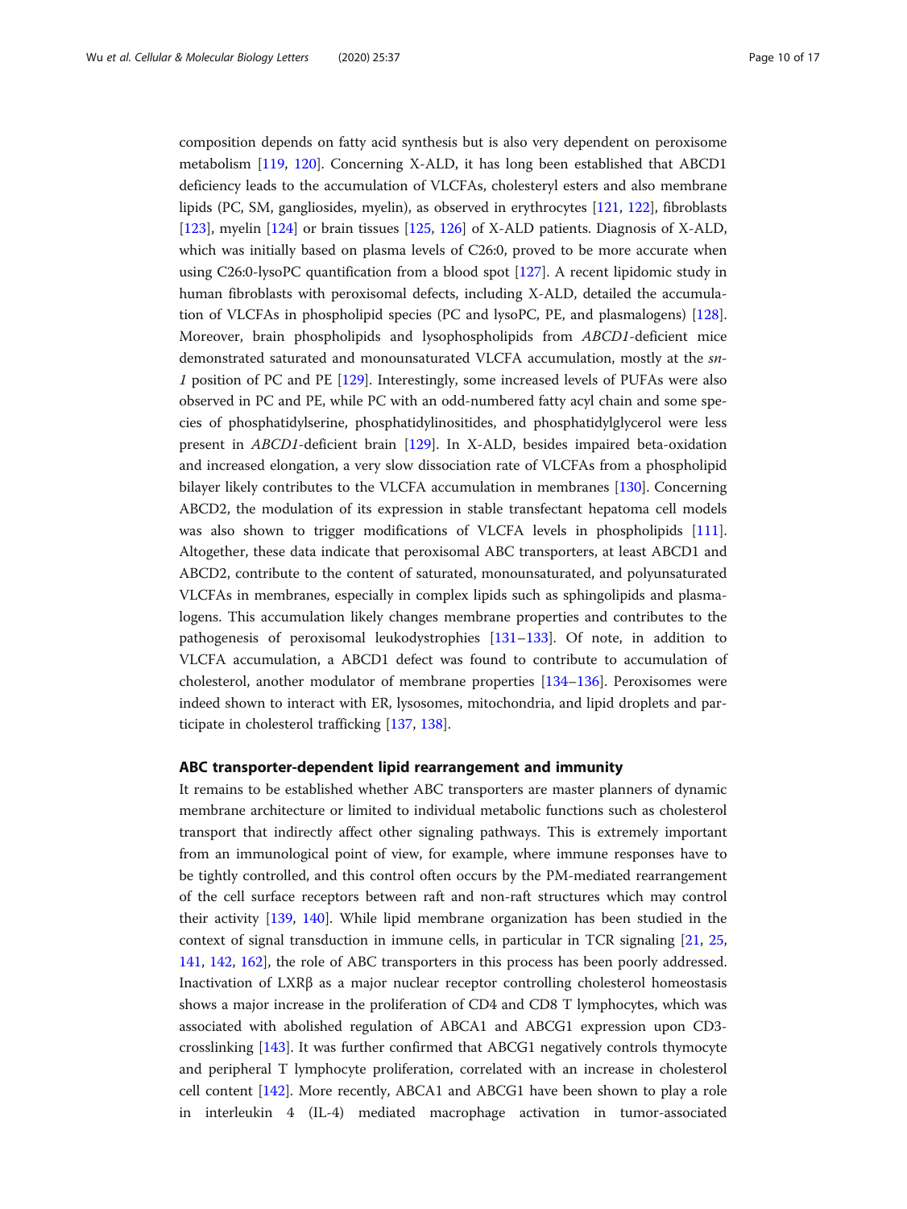composition depends on fatty acid synthesis but is also very dependent on peroxisome metabolism [119, 120]. Concerning X-ALD, it has long been established that ABCD1 deficiency leads to the accumulation of VLCFAs, cholesteryl esters and also membrane lipids (PC, SM, gangliosides, myelin), as observed in erythrocytes [121, 122], fibroblasts [123], myelin [124] or brain tissues [125, 126] of X-ALD patients. Diagnosis of X-ALD, which was initially based on plasma levels of C26:0, proved to be more accurate when using C26:0-lysoPC quantification from a blood spot [127]. A recent lipidomic study in human fibroblasts with peroxisomal defects, including X-ALD, detailed the accumulation of VLCFAs in phospholipid species (PC and lysoPC, PE, and plasmalogens) [128]. Moreover, brain phospholipids and lysophospholipids from *ABCD1*-deficient mice demonstrated saturated and monounsaturated VLCFA accumulation, mostly at the *sn-1* position of PC and PE [129]. Interestingly, some increased levels of PUFAs were also observed in PC and PE, while PC with an odd-numbered fatty acyl chain and some species of phosphatidylserine, phosphatidylinositides, and phosphatidylglycerol were less present in *ABCD1*-deficient brain [129]. In X-ALD, besides impaired beta-oxidation and increased elongation, a very slow dissociation rate of VLCFAs from a phospholipid bilayer likely contributes to the VLCFA accumulation in membranes [130]. Concerning ABCD2, the modulation of its expression in stable transfectant hepatoma cell models was also shown to trigger modifications of VLCFA levels in phospholipids [111]. Altogether, these data indicate that peroxisomal ABC transporters, at least ABCD1 and ABCD2, contribute to the content of saturated, monounsaturated, and polyunsaturated VLCFAs in membranes, especially in complex lipids such as sphingolipids and plasmalogens. This accumulation likely changes membrane properties and contributes to the pathogenesis of peroxisomal leukodystrophies [131–133]. Of note, in addition to VLCFA accumulation, a ABCD1 defect was found to contribute to accumulation of cholesterol, another modulator of membrane properties [134–136]. Peroxisomes were indeed shown to interact with ER, lysosomes, mitochondria, and lipid droplets and participate in cholesterol trafficking [137, 138].

## ABC transporter-dependent lipid rearrangement and immunity

It remains to be established whether ABC transporters are master planners of dynamic membrane architecture or limited to individual metabolic functions such as cholesterol transport that indirectly affect other signaling pathways. This is extremely important from an immunological point of view, for example, where immune responses have to be tightly controlled, and this control often occurs by the PM-mediated rearrangement of the cell surface receptors between raft and non-raft structures which may control their activity [139, 140]. While lipid membrane organization has been studied in the context of signal transduction in immune cells, in particular in TCR signaling [21, 25, 141, 142, 162], the role of ABC transporters in this process has been poorly addressed. Inactivation of LXRβ as a major nuclear receptor controlling cholesterol homeostasis shows a major increase in the proliferation of CD4 and CD8 T lymphocytes, which was associated with abolished regulation of ABCA1 and ABCG1 expression upon CD3-crosslinking [143]. It was further confirmed that ABCG1 negatively controls thymocyte and peripheral T lymphocyte proliferation, correlated with an increase in cholesterol cell content [142]. More recently, ABCA1 and ABCG1 have been shown to play a role in interleukin 4 (IL-4) mediated macrophage activation in tumor-associated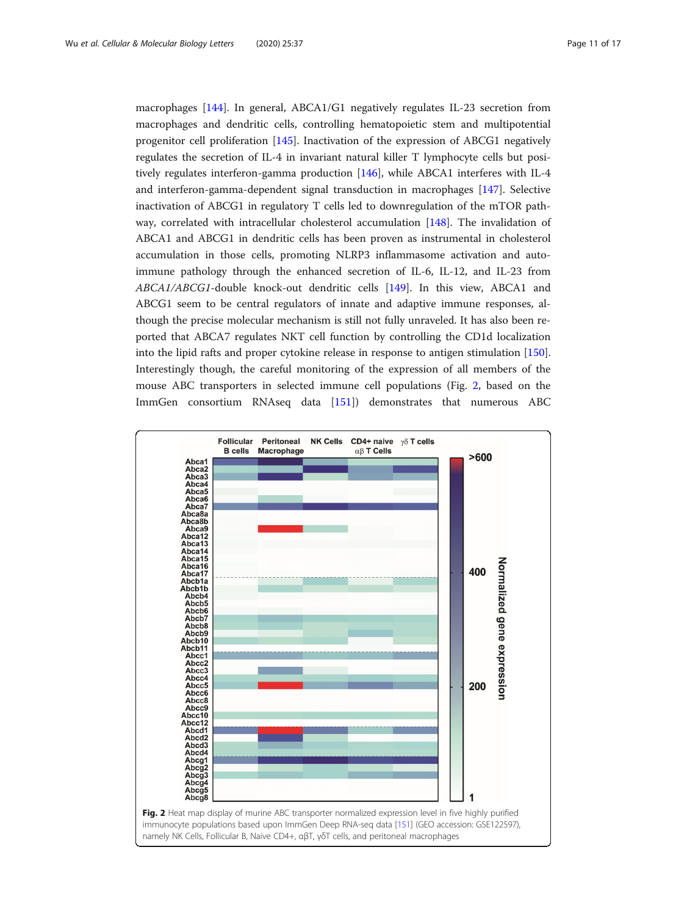macrophages [144]. In general, ABCA1/G1 negatively regulates IL-23 secretion from macrophages and dendritic cells, controlling hematopoietic stem and multipotential progenitor cell proliferation [145]. Inactivation of the expression of ABCG1 negatively regulates the secretion of IL-4 in invariant natural killer T lymphocyte cells but positively regulates interferon-gamma production [146], while ABCA1 interferes with IL-4 and interferon-gamma-dependent signal transduction in macrophages [147]. Selective inactivation of ABCG1 in regulatory T cells led to downregulation of the mTOR pathway, correlated with intracellular cholesterol accumulation [148]. The invalidation of ABCA1 and ABCG1 in dendritic cells has been proven as instrumental in cholesterol accumulation in those cells, promoting NLRP3 inflammasome activation and autoimmune pathology through the enhanced secretion of IL-6, IL-12, and IL-23 from *ABCA1/ABCG1*-double knock-out dendritic cells [149]. In this view, ABCA1 and ABCG1 seem to be central regulators of innate and adaptive immune responses, although the precise molecular mechanism is still not fully unraveled. It has also been reported that ABCA7 regulates NKT cell function by controlling the CD1d localization into the lipid rafts and proper cytokine release in response to antigen stimulation [150]. Interestingly though, the careful monitoring of the expression of all members of the mouse ABC transporters in selected immune cell populations (Fig. 2, based on the ImmGen consortium RNAseq data [151]) demonstrates that numerous ABC

**Fig. 2** Heat map display of murine ABC transporter normalized expression level in five highly purified immunocyte populations based upon ImmGen Deep RNA-seq data [151] (GEO accession: GSE122597), namely NK Cells, Follicular B, Naive CD4+, αβT, γδT cells, and peritoneal macrophages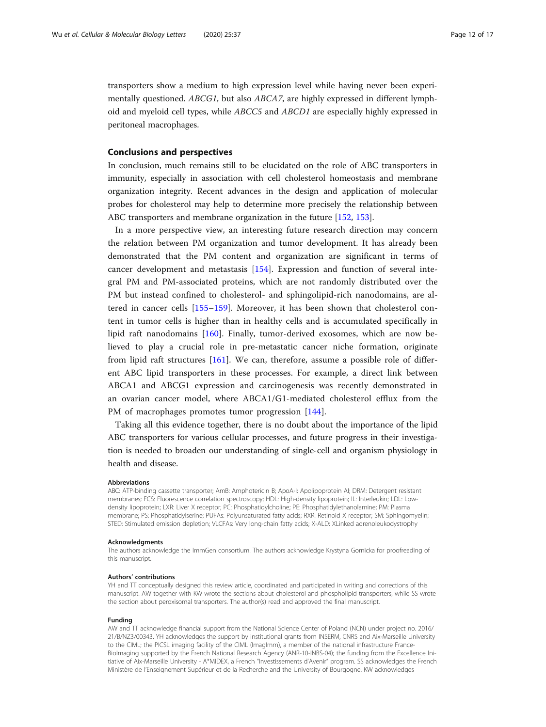transporters show a medium to high expression level while having never been experimentally questioned. *ABCG1*, but also *ABCA7*, are highly expressed in different lymphoid and myeloid cell types, while *ABCC5* and *ABCD1* are especially highly expressed in peritoneal macrophages.

## Conclusions and perspectives

In conclusion, much remains still to be elucidated on the role of ABC transporters in immunity, especially in association with cell cholesterol homeostasis and membrane organization integrity. Recent advances in the design and application of molecular probes for cholesterol may help to determine more precisely the relationship between ABC transporters and membrane organization in the future [152, 153].

In a more perspective view, an interesting future research direction may concern the relation between PM organization and tumor development. It has already been demonstrated that the PM content and organization are significant in terms of cancer development and metastasis [154]. Expression and function of several integral PM and PM-associated proteins, which are not randomly distributed over the PM but instead confined to cholesterol- and sphingolipid-rich nanodomains, are altered in cancer cells [155–159]. Moreover, it has been shown that cholesterol content in tumor cells is higher than in healthy cells and is accumulated specifically in lipid raft nanodomains [160]. Finally, tumor-derived exosomes, which are now believed to play a crucial role in pre-metastatic cancer niche formation, originate from lipid raft structures [161]. We can, therefore, assume a possible role of different ABC lipid transporters in these processes. For example, a direct link between ABCA1 and ABCG1 expression and carcinogenesis was recently demonstrated in an ovarian cancer model, where ABCA1/G1-mediated cholesterol efflux from the PM of macrophages promotes tumor progression [144].

Taking all this evidence together, there is no doubt about the importance of the lipid ABC transporters for various cellular processes, and future progress in their investigation is needed to broaden our understanding of single-cell and organism physiology in health and disease.

#### Abbreviations

ABC: ATP-binding cassette transporter; AmB: Amphotericin B; ApoA-I: Apolipoprotein AI; DRM: Detergent resistant membranes; FCS: Fluorescence correlation spectroscopy; HDL: High-density lipoprotein; IL: Interleukin; LDL: Low-density lipoprotein; LXR: Liver X receptor; PC: Phosphatidylcholine; PE: Phosphatidylethanolamine; PM: Plasma membrane; PS: Phosphatidylserine; PUFAs: Polyunsaturated fatty acids; RXR: Retinoid X receptor; SM: Sphingomyelin; STED: Stimulated emission depletion; VLCFAs: Very long-chain fatty acids; X-ALD: XLinked adrenoleukodystrophy

#### Acknowledgments

The authors acknowledge the ImmGen consortium. The authors acknowledge Krystyna Gornicka for proofreading of this manuscript.

#### Authors' contributions

YH and TT conceptually designed this review article, coordinated and participated in writing and corrections of this manuscript. AW together with KW wrote the sections about cholesterol and phospholipid transporters, while SS wrote the section about peroxisomal transporters. The author(s) read and approved the final manuscript.

#### Funding

AW and TT acknowledge financial support from the National Science Center of Poland (NCN) under project no. 2016/21/B/NZ3/00343. YH acknowledges the support by institutional grants from INSERM, CNRS and Aix-Marseille University to the CIML; the PICSL imaging facility of the CIML (ImagImm), a member of the national infrastructure France-BioImaging supported by the French National Research Agency (ANR-10-INBS-04); the funding from the Excellence Initiative of Aix-Marseille University - A*MIDEX, a French "Investissements d'Avenir" program. SS acknowledges the French Ministère de l'Enseignement Supérieur et de la Recherche and the University of Bourgogne. KW acknowledges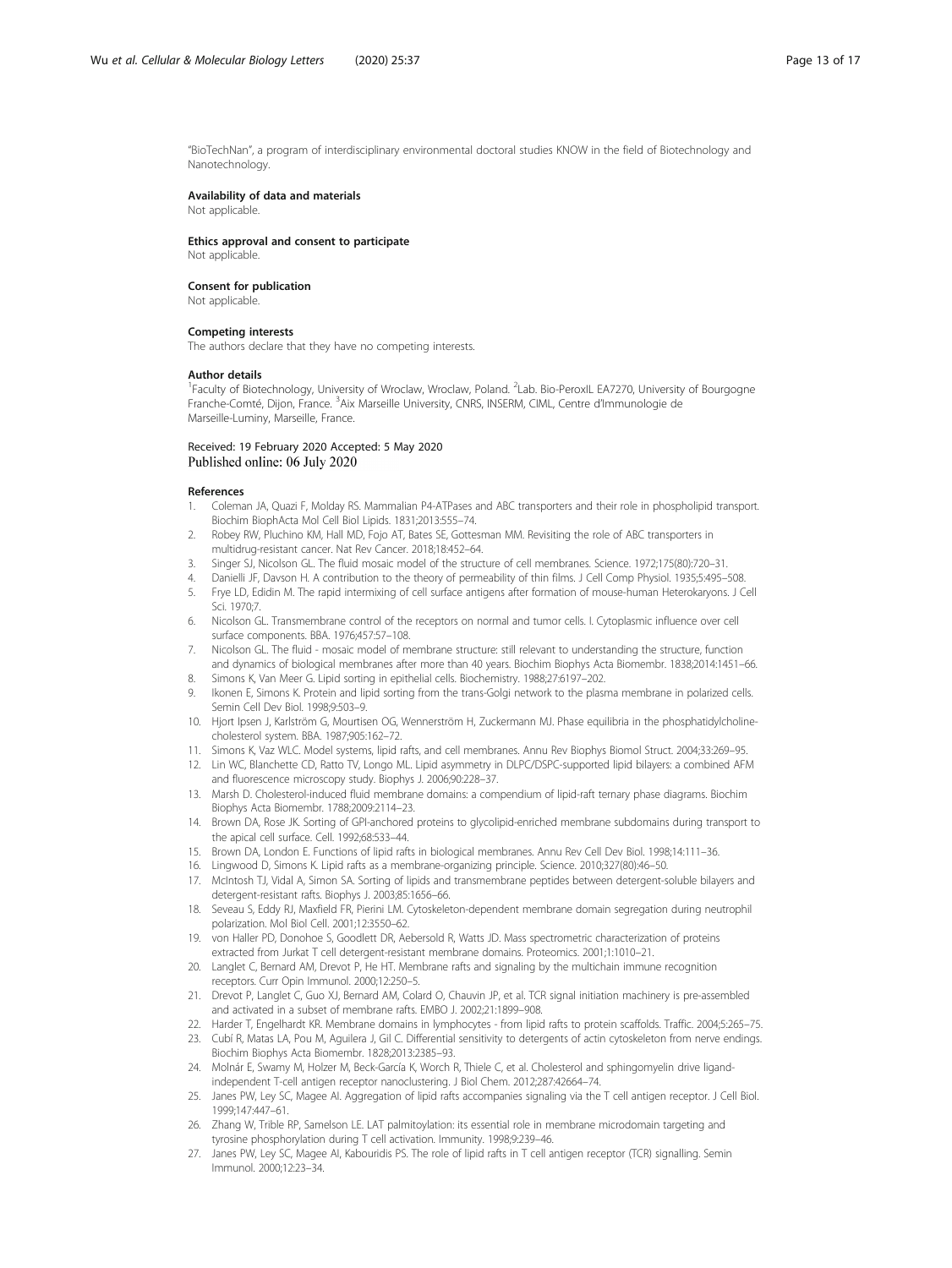"BioTechNan", a program of interdisciplinary environmental doctoral studies KNOW in the field of Biotechnology and Nanotechnology.

### Availability of data and materials

Not applicable.

### Ethics approval and consent to participate

Not applicable.

### Consent for publication

Not applicable.

### Competing interests

The authors declare that they have no competing interests.

### Author details

[1]Faculty of Biotechnology, University of Wroclaw, Wroclaw, Poland. [2]Lab. Bio-PeroxIL EA7270, University of Bourgogne Franche-Comté, Dijon, France. [3]Aix Marseille University, CNRS, INSERM, CIML, Centre d'Immunologie de Marseille-Luminy, Marseille, France.

Received: 19 February 2020 Accepted: 5 May 2020
Published online: 06 July 2020

### References

1. Coleman JA, Quazi F, Molday RS. Mammalian P4-ATPases and ABC transporters and their role in phospholipid transport. Biochim BiophActa Mol Cell Biol Lipids. 1831;2013:555–74.
2. Robey RW, Pluchino KM, Hall MD, Fojo AT, Bates SE, Gottesman MM. Revisiting the role of ABC transporters in multidrug-resistant cancer. Nat Rev Cancer. 2018;18:452–64.
3. Singer SJ, Nicolson GL. The fluid mosaic model of the structure of cell membranes. Science. 1972;175(80):720–31.
4. Danielli JF, Davson H. A contribution to the theory of permeability of thin films. J Cell Comp Physiol. 1935;5:495–508.
5. Frye LD, Edidin M. The rapid intermixing of cell surface antigens after formation of mouse-human Heterokaryons. J Cell Sci. 1970;7.
6. Nicolson GL. Transmembrane control of the receptors on normal and tumor cells. I. Cytoplasmic influence over cell surface components. BBA. 1976;457:57–108.
7. Nicolson GL. The fluid - mosaic model of membrane structure: still relevant to understanding the structure, function and dynamics of biological membranes after more than 40 years. Biochim Biophys Acta Biomembr. 1838;2014:1451–66.
8. Simons K, Van Meer G. Lipid sorting in epithelial cells. Biochemistry. 1988;27:6197–202.
9. Ikonen E, Simons K. Protein and lipid sorting from the trans-Golgi network to the plasma membrane in polarized cells. Semin Cell Dev Biol. 1998;9:503–9.
10. Hjort Ipsen J, Karlström G, Mourtisen OG, Wennerström H, Zuckermann MJ. Phase equilibria in the phosphatidylcholine-cholesterol system. BBA. 1987;905:162–72.
11. Simons K, Vaz WLC. Model systems, lipid rafts, and cell membranes. Annu Rev Biophys Biomol Struct. 2004;33:269–95.
12. Lin WC, Blanchette CD, Ratto TV, Longo ML. Lipid asymmetry in DLPC/DSPC-supported lipid bilayers: a combined AFM and fluorescence microscopy study. Biophys J. 2006;90:228–37.
13. Marsh D. Cholesterol-induced fluid membrane domains: a compendium of lipid-raft ternary phase diagrams. Biochim Biophys Acta Biomembr. 1788;2009:2114–23.
14. Brown DA, Rose JK. Sorting of GPI-anchored proteins to glycolipid-enriched membrane subdomains during transport to the apical cell surface. Cell. 1992;68:533–44.
15. Brown DA, London E. Functions of lipid rafts in biological membranes. Annu Rev Cell Dev Biol. 1998;14:111–36.
16. Lingwood D, Simons K. Lipid rafts as a membrane-organizing principle. Science. 2010;327(80):46–50.
17. McIntosh TJ, Vidal A, Simon SA. Sorting of lipids and transmembrane peptides between detergent-soluble bilayers and detergent-resistant rafts. Biophys J. 2003;85:1656–66.
18. Seveau S, Eddy RJ, Maxfield FR, Pierini LM. Cytoskeleton-dependent membrane domain segregation during neutrophil polarization. Mol Biol Cell. 2001;12:3550–62.
19. von Haller PD, Donohoe S, Goodlett DR, Aebersold R, Watts JD. Mass spectrometric characterization of proteins extracted from Jurkat T cell detergent-resistant membrane domains. Proteomics. 2001;1:1010–21.
20. Langlet C, Bernard AM, Drevot P, He HT. Membrane rafts and signaling by the multichain immune recognition receptors. Curr Opin Immunol. 2000;12:250–5.
21. Drevot P, Langlet C, Guo XJ, Bernard AM, Colard O, Chauvin JP, et al. TCR signal initiation machinery is pre-assembled and activated in a subset of membrane rafts. EMBO J. 2002;21:1899–908.
22. Harder T, Engelhardt KR. Membrane domains in lymphocytes - from lipid rafts to protein scaffolds. Traffic. 2004;5:265–75.
23. Cubí R, Matas LA, Pou M, Aguilera J, Gil C. Differential sensitivity to detergents of actin cytoskeleton from nerve endings. Biochim Biophys Acta Biomembr. 1828;2013:2385–93.
24. Molnár E, Swamy M, Holzer M, Beck-García K, Worch R, Thiele C, et al. Cholesterol and sphingomyelin drive ligand-independent T-cell antigen receptor nanoclustering. J Biol Chem. 2012;287:42664–74.
25. Janes PW, Ley SC, Magee AI. Aggregation of lipid rafts accompanies signaling via the T cell antigen receptor. J Cell Biol. 1999;147:447–61.
26. Zhang W, Trible RP, Samelson LE. LAT palmitoylation: its essential role in membrane microdomain targeting and tyrosine phosphorylation during T cell activation. Immunity. 1998;9:239–46.
27. Janes PW, Ley SC, Magee AI, Kabouridis PS. The role of lipid rafts in T cell antigen receptor (TCR) signalling. Semin Immunol. 2000;12:23–34.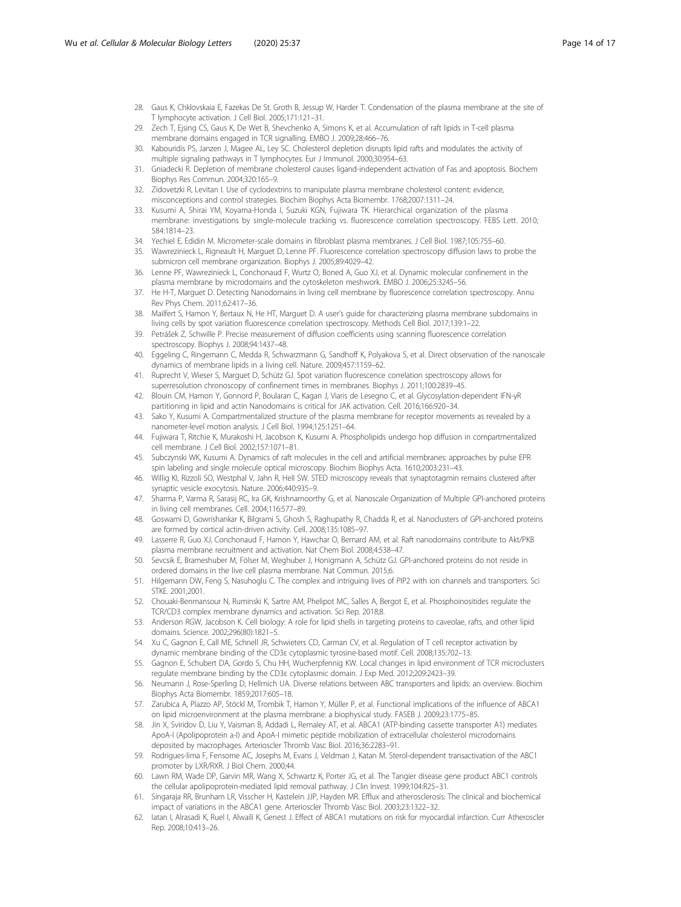28. Gaus K, Chklovskaia E, Fazekas De St. Groth B, Jessup W, Harder T. Condensation of the plasma membrane at the site of T lymphocyte activation. J Cell Biol. 2005;171:121–31.
29. Zech T, Ejsing CS, Gaus K, De Wet B, Shevchenko A, Simons K, et al. Accumulation of raft lipids in T-cell plasma membrane domains engaged in TCR signalling. EMBO J. 2009;28:466–76.
30. Kabouridis PS, Janzen J, Magee AL, Ley SC. Cholesterol depletion disrupts lipid rafts and modulates the activity of multiple signaling pathways in T lymphocytes. Eur J Immunol. 2000;30:954–63.
31. Gniadecki R. Depletion of membrane cholesterol causes ligand-independent activation of Fas and apoptosis. Biochem Biophys Res Commun. 2004;320:165–9.
32. Zidovetzki R, Levitan I. Use of cyclodextrins to manipulate plasma membrane cholesterol content: evidence, misconceptions and control strategies. Biochim Biophys Acta Biomembr. 1768;2007:1311–24.
33. Kusumi A, Shirai YM, Koyama-Honda I, Suzuki KGN, Fujiwara TK. Hierarchical organization of the plasma membrane: investigations by single-molecule tracking vs. fluorescence correlation spectroscopy. FEBS Lett. 2010; 584:1814–23.
34. Yechiel E, Edidin M. Micrometer-scale domains in fibroblast plasma membranes. J Cell Biol. 1987;105:755–60.
35. Wawrezinieck L, Rigneault H, Marguet D, Lenne PF. Fluorescence correlation spectroscopy diffusion laws to probe the submicron cell membrane organization. Biophys J. 2005;89:4029–42.
36. Lenne PF, Wawrezinieck L, Conchonaud F, Wurtz O, Boned A, Guo XJ, et al. Dynamic molecular confinement in the plasma membrane by microdomains and the cytoskeleton meshwork. EMBO J. 2006;25:3245–56.
37. He H-T, Marguet D. Detecting Nanodomains in living cell membrane by fluorescence correlation spectroscopy. Annu Rev Phys Chem. 2011;62:417–36.
38. Mailfert S, Hamon Y, Bertaux N, He HT, Marguet D. A user's guide for characterizing plasma membrane subdomains in living cells by spot variation fluorescence correlation spectroscopy. Methods Cell Biol. 2017;139:1–22.
39. Petrášek Z, Schwille P. Precise measurement of diffusion coefficients using scanning fluorescence correlation spectroscopy. Biophys J. 2008;94:1437–48.
40. Eggeling C, Ringemann C, Medda R, Schwarzmann G, Sandhoff K, Polyakova S, et al. Direct observation of the nanoscale dynamics of membrane lipids in a living cell. Nature. 2009;457:1159–62.
41. Ruprecht V, Wieser S, Marguet D, Schütz GJ. Spot variation fluorescence correlation spectroscopy allows for superresolution chronoscopy of confinement times in membranes. Biophys J. 2011;100:2839–45.
42. Blouin CM, Hamon Y, Gonnord P, Boularan C, Kagan J, Viaris de Lesegno C, et al. Glycosylation-dependent IFN-γR partitioning in lipid and actin Nanodomains is critical for JAK activation. Cell. 2016;166:920–34.
43. Sako Y, Kusumi A. Compartmentalized structure of the plasma membrane for receptor movements as revealed by a nanometer-level motion analysis. J Cell Biol. 1994;125:1251–64.
44. Fujiwara T, Ritchie K, Murakoshi H, Jacobson K, Kusumi A. Phospholipids undergo hop diffusion in compartmentalized cell membrane. J Cell Biol. 2002;157:1071–81.
45. Subczynski WK, Kusumi A. Dynamics of raft molecules in the cell and artificial membranes: approaches by pulse EPR spin labeling and single molecule optical microscopy. Biochim Biophys Acta. 1610;2003:231–43.
46. Willig KI, Rizzoli SO, Westphal V, Jahn R, Hell SW. STED microscopy reveals that synaptotagmin remains clustered after synaptic vesicle exocytosis. Nature. 2006;440:935–9.
47. Sharma P, Varma R, Sarasij RC, Ira GK, Krishnamoorthy G, et al. Nanoscale Organization of Multiple GPI-anchored proteins in living cell membranes. Cell. 2004;116:577–89.
48. Goswami D, Gowrishankar K, Bilgrami S, Ghosh S, Raghupathy R, Chadda R, et al. Nanoclusters of GPI-anchored proteins are formed by cortical actin-driven activity. Cell. 2008;135:1085–97.
49. Lasserre R, Guo XJ, Conchonaud F, Hamon Y, Hawchar O, Bernard AM, et al. Raft nanodomains contribute to Akt/PKB plasma membrane recruitment and activation. Nat Chem Biol. 2008;4:538–47.
50. Sevcsik E, Brameshuber M, Fölser M, Weghuber J, Honigmann A, Schütz GJ. GPI-anchored proteins do not reside in ordered domains in the live cell plasma membrane. Nat Commun. 2015;6.
51. Hilgemann DW, Feng S, Nasuhoglu C. The complex and intriguing lives of PIP2 with ion channels and transporters. Sci STKE. 2001;2001.
52. Chouaki-Benmansour N, Ruminski K, Sartre AM, Phelipot MC, Salles A, Bergot E, et al. Phosphoinositides regulate the TCR/CD3 complex membrane dynamics and activation. Sci Rep. 2018;8.
53. Anderson RGW, Jacobson K. Cell biology: A role for lipid shells in targeting proteins to caveolae, rafts, and other lipid domains. Science. 2002;296(80):1821–5.
54. Xu C, Gagnon E, Call ME, Schnell JR, Schwieters CD, Carman CV, et al. Regulation of T cell receptor activation by dynamic membrane binding of the CD3ε cytoplasmic tyrosine-based motif. Cell. 2008;135:702–13.
55. Gagnon E, Schubert DA, Gordo S, Chu HH, Wucherpfennig KW. Local changes in lipid environment of TCR microclusters regulate membrane binding by the CD3ε cytoplasmic domain. J Exp Med. 2012;209:2423–39.
56. Neumann J, Rose-Sperling D, Hellmich UA. Diverse relations between ABC transporters and lipids: an overview. Biochim Biophys Acta Biomembr. 1859;2017:605–18.
57. Zarubica A, Plazzo AP, Stöckl M, Trombik T, Hamon Y, Müller P, et al. Functional implications of the influence of ABCA1 on lipid microenvironment at the plasma membrane: a biophysical study. FASEB J. 2009;23:1775–85.
58. Jin X, Sviridov D, Liu Y, Vaisman B, Addadi L, Remaley AT, et al. ABCA1 (ATP-binding cassette transporter A1) mediates ApoA-I (Apolipoprotein a-I) and ApoA-I mimetic peptide mobilization of extracellular cholesterol microdomains deposited by macrophages. Arterioscler Thromb Vasc Biol. 2016;36:2283–91.
59. Rodrigues-lima F, Fensome AC, Josephs M, Evans J, Veldman J, Katan M. Sterol-dependent transactivation of the ABC1 promoter by LXR/RXR. J Biol Chem. 2000;44.
60. Lawn RM, Wade DP, Garvin MR, Wang X, Schwartz K, Porter JG, et al. The Tangier disease gene product ABC1 controls the cellular apolipoprotein-mediated lipid removal pathway. J Clin Invest. 1999;104:R25–31.
61. Singaraja RR, Brunham LR, Visscher H, Kastelein JJP, Hayden MR. Efflux and atherosclerosis: The clinical and biochemical impact of variations in the ABCA1 gene. Arterioscler Thromb Vasc Biol. 2003;23:1322–32.
62. Iatan I, Alrasadi K, Ruel I, Alwaili K, Genest J. Effect of ABCA1 mutations on risk for myocardial infarction. Curr Atheroscler Rep. 2008;10:413–26.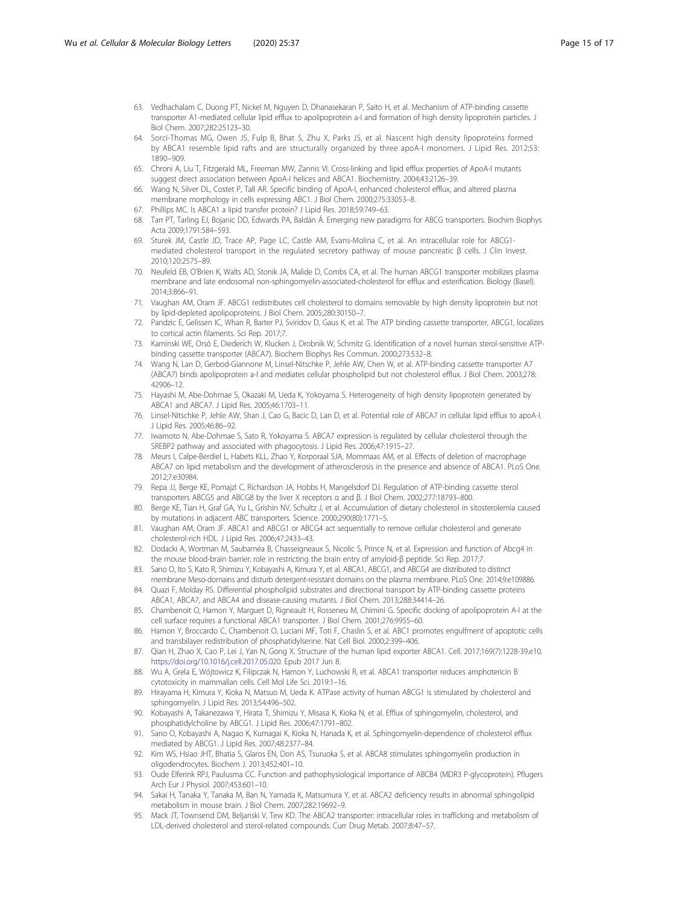63. Vedhachalam C, Duong PT, Nickel M, Nguyen D, Dhanasekaran P, Saito H, et al. Mechanism of ATP-binding cassette transporter A1-mediated cellular lipid efflux to apolipoprotein a-I and formation of high density lipoprotein particles. J Biol Chem. 2007;282:25123–30.
64. Sorci-Thomas MG, Owen JS, Fulp B, Bhat S, Zhu X, Parks JS, et al. Nascent high density lipoproteins formed by ABCA1 resemble lipid rafts and are structurally organized by three apoA-I monomers. J Lipid Res. 2012;53: 1890–909.
65. Chroni A, Liu T, Fitzgerald ML, Freeman MW, Zannis VI. Cross-linking and lipid efflux properties of ApoA-I mutants suggest direct association between ApoA-I helices and ABCA1. Biochemistry. 2004;43:2126–39.
66. Wang N, Silver DL, Costet P, Tall AR. Specific binding of ApoA-I, enhanced cholesterol efflux, and altered plasma membrane morphology in cells expressing ABC1. J Biol Chem. 2000;275:33053–8.
67. Phillips MC. Is ABCA1 a lipid transfer protein? J Lipid Res. 2018;59:749–63.
68. Tarr PT, Tarling EJ, Bojanic DD, Edwards PA, Baldán Á. Emerging new paradigms for ABCG transporters. Biochim Biophys Acta 2009;1791:584–593.
69. Sturek JM, Castle JD, Trace AP, Page LC, Castle AM, Evans-Molina C, et al. An intracellular role for ABCG1-mediated cholesterol transport in the regulated secretory pathway of mouse pancreatic β cells. J Clin Invest. 2010;120:2575–89.
70. Neufeld EB, O'Brien K, Walts AD, Stonik JA, Malide D, Combs CA, et al. The human ABCG1 transporter mobilizes plasma membrane and late endosomal non-sphingomyelin-associated-cholesterol for efflux and esterification. Biology (Basel). 2014;3:866–91.
71. Vaughan AM, Oram JF. ABCG1 redistributes cell cholesterol to domains removable by high density lipoprotein but not by lipid-depleted apolipoproteins. J Biol Chem. 2005;280:30150–7.
72. Pandzic E, Gelissen IC, Whan R, Barter PJ, Sviridov D, Gaus K, et al. The ATP binding cassette transporter, ABCG1, localizes to cortical actin filaments. Sci Rep. 2017;7.
73. Kaminski WE, Orsó E, Diederich W, Klucken J, Drobnik W, Schmitz G. Identification of a novel human sterol-sensitive ATP-binding cassette transporter (ABCA7). Biochem Biophys Res Commun. 2000;273:532–8.
74. Wang N, Lan D, Gerbod-Giannone M, Linsel-Nitschke P, Jehle AW, Chen W, et al. ATP-binding cassette transporter A7 (ABCA7) binds apolipoprotein a-I and mediates cellular phospholipid but not cholesterol efflux. J Biol Chem. 2003;278: 42906–12.
75. Hayashi M, Abe-Dohmae S, Okazaki M, Ueda K, Yokoyama S. Heterogeneity of high density lipoprotein generated by ABCA1 and ABCA7. J Lipid Res. 2005;46:1703–11.
76. Linsel-Nitschke P, Jehle AW, Shan J, Cao G, Bacic D, Lan D, et al. Potential role of ABCA7 in cellular lipid efflux to apoA-I. J Lipid Res. 2005;46:86–92.
77. Iwamoto N, Abe-Dohmae S, Sato R, Yokoyama S. ABCA7 expression is regulated by cellular cholesterol through the SREBP2 pathway and associated with phagocytosis. J Lipid Res. 2006;47:1915–27.
78. Meurs I, Calpe-Berdiel L, Habets KLL, Zhao Y, Korporaal SJA, Mommaas AM, et al. Effects of deletion of macrophage ABCA7 on lipid metabolism and the development of atherosclerosis in the presence and absence of ABCA1. PLoS One. 2012;7:e30984.
79. Repa JJ, Berge KE, Pomajzl C, Richardson JA, Hobbs H, Mangelsdorf DJ. Regulation of ATP-binding cassette sterol transporters ABCG5 and ABCG8 by the liver X receptors α and β. J Biol Chem. 2002;277:18793–800.
80. Berge KE, Tian H, Graf GA, Yu L, Grishin NV, Schultz J, et al. Accumulation of dietary cholesterol in sitosterolemia caused by mutations in adjacent ABC transporters. Science. 2000;290(80):1771–5.
81. Vaughan AM, Oram JF. ABCA1 and ABCG1 or ABCG4 act sequentially to remove cellular cholesterol and generate cholesterol-rich HDL. J Lipid Res. 2006;47:2433–43.
82. Dodacki A, Wortman M, Saubaméa B, Chasseigneaux S, Nicolic S, Prince N, et al. Expression and function of Abcg4 in the mouse blood-brain barrier: role in restricting the brain entry of amyloid-β peptide. Sci Rep. 2017;7.
83. Sano O, Ito S, Kato R, Shimizu Y, Kobayashi A, Kimura Y, et al. ABCA1, ABCG1, and ABCG4 are distributed to distinct membrane Meso-domains and disturb detergent-resistant domains on the plasma membrane. PLoS One. 2014;9:e109886.
84. Quazi F, Molday RS. Differential phospholipid substrates and directional transport by ATP-binding cassette proteins ABCA1, ABCA7, and ABCA4 and disease-causing mutants. J Biol Chem. 2013;288:34414–26.
85. Chambenoit O, Hamon Y, Marguet D, Rigneault H, Rosseneu M, Chimini G. Specific docking of apolipoprotein A-I at the cell surface requires a functional ABCA1 transporter. J Biol Chem. 2001;276:9955–60.
86. Hamon Y, Broccardo C, Chambenoit O, Luciani MF, Toti F, Chaslin S, et al. ABC1 promotes engulfment of apoptotic cells and transbilayer redistribution of phosphatidylserine. Nat Cell Biol. 2000;2:399–406.
87. Qian H, Zhao X, Cao P, Lei J, Yan N, Gong X. Structure of the human lipid exporter ABCA1. Cell. 2017;169(7):1228-39.e10. https://doi.org/10.1016/j.cell.2017.05.020. Epub 2017 Jun 8.
88. Wu A, Grela E, Wójtowicz K, Filipczak N, Hamon Y, Luchowski R, et al. ABCA1 transporter reduces amphotericin B cytotoxicity in mammalian cells. Cell Mol Life Sci. 2019:1–16.
89. Hirayama H, Kimura Y, Kioka N, Matsuo M, Ueda K. ATPase activity of human ABCG1 is stimulated by cholesterol and sphingomyelin. J Lipid Res. 2013;54:496–502.
90. Kobayashi A, Takanezawa Y, Hirata T, Shimizu Y, Misasa K, Kioka N, et al. Efflux of sphingomyelin, cholesterol, and phosphatidylcholine by ABCG1. J Lipid Res. 2006;47:1791–802.
91. Sano O, Kobayashi A, Nagao K, Kumagai K, Kioka N, Hanada K, et al. Sphingomyelin-dependence of cholesterol efflux mediated by ABCG1. J Lipid Res. 2007;48:2377–84.
92. Kim WS, Hsiao JHT, Bhatia S, Glaros EN, Don AS, Tsuruoka S, et al. ABCA8 stimulates sphingomyelin production in oligodendrocytes. Biochem J. 2013;452:401–10.
93. Oude Elferink RPJ, Paulusma CC. Function and pathophysiological importance of ABCB4 (MDR3 P-glycoprotein). Pflugers Arch Eur J Physiol. 2007;453:601–10.
94. Sakai H, Tanaka Y, Tanaka M, Ban N, Yamada K, Matsumura Y, et al. ABCA2 deficiency results in abnormal sphingolipid metabolism in mouse brain. J Biol Chem. 2007;282:19692–9.
95. Mack JT, Townsend DM, Beljanski V, Tew KD. The ABCA2 transporter: intracellular roles in trafficking and metabolism of LDL-derived cholesterol and sterol-related compounds. Curr Drug Metab. 2007;8:47–57.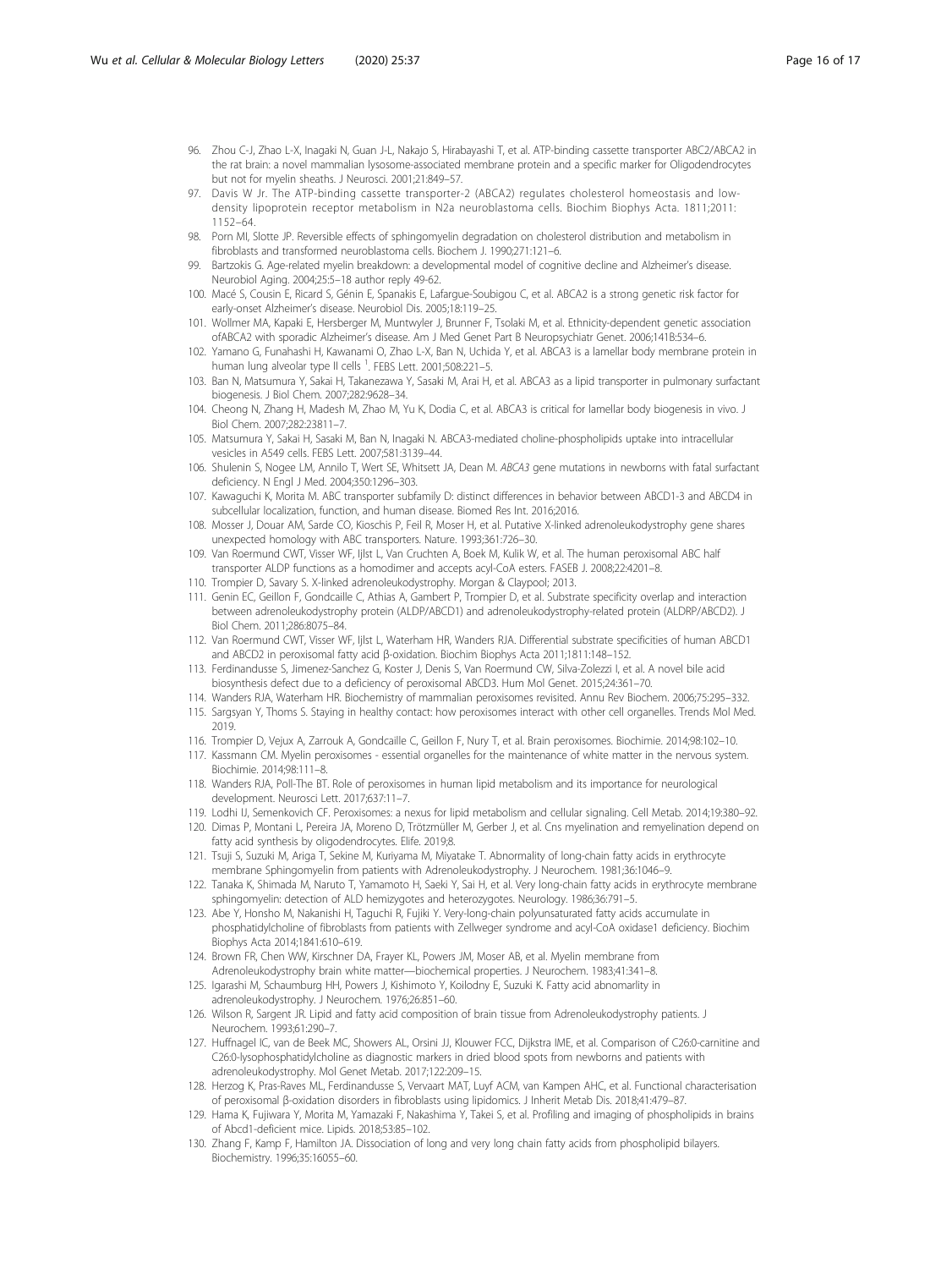96. Zhou C-J, Zhao L-X, Inagaki N, Guan J-L, Nakajo S, Hirabayashi T, et al. ATP-binding cassette transporter ABC2/ABCA2 in the rat brain: a novel mammalian lysosome-associated membrane protein and a specific marker for Oligodendrocytes but not for myelin sheaths. J Neurosci. 2001;21:849–57.
97. Davis W Jr. The ATP-binding cassette transporter-2 (ABCA2) regulates cholesterol homeostasis and low-density lipoprotein receptor metabolism in N2a neuroblastoma cells. Biochim Biophys Acta. 1811;2011: 1152–64.
98. Porn MI, Slotte JP. Reversible effects of sphingomyelin degradation on cholesterol distribution and metabolism in fibroblasts and transformed neuroblastoma cells. Biochem J. 1990;271:121–6.
99. Bartzokis G. Age-related myelin breakdown: a developmental model of cognitive decline and Alzheimer's disease. Neurobiol Aging. 2004;25:5–18 author reply 49-62.
100. Macé S, Cousin E, Ricard S, Génin E, Spanakis E, Lafargue-Soubigou C, et al. ABCA2 is a strong genetic risk factor for early-onset Alzheimer's disease. Neurobiol Dis. 2005;18:119–25.
101. Wollmer MA, Kapaki E, Hersberger M, Muntwyler J, Brunner F, Tsolaki M, et al. Ethnicity-dependent genetic association ofABCA2 with sporadic Alzheimer's disease. Am J Med Genet Part B Neuropsychiatr Genet. 2006;141B:534–6.
102. Yamano G, Funahashi H, Kawanami O, Zhao L-X, Ban N, Uchida Y, et al. ABCA3 is a lamellar body membrane protein in human lung alveolar type II cells [1]. FEBS Lett. 2001;508:221–5.
103. Ban N, Matsumura Y, Sakai H, Takanezawa Y, Sasaki M, Arai H, et al. ABCA3 as a lipid transporter in pulmonary surfactant biogenesis. J Biol Chem. 2007;282:9628–34.
104. Cheong N, Zhang H, Madesh M, Zhao M, Yu K, Dodia C, et al. ABCA3 is critical for lamellar body biogenesis in vivo. J Biol Chem. 2007;282:23811–7.
105. Matsumura Y, Sakai H, Sasaki M, Ban N, Inagaki N. ABCA3-mediated choline-phospholipids uptake into intracellular vesicles in A549 cells. FEBS Lett. 2007;581:3139–44.
106. Shulenin S, Nogee LM, Annilo T, Wert SE, Whitsett JA, Dean M. *ABCA3* gene mutations in newborns with fatal surfactant deficiency. N Engl J Med. 2004;350:1296–303.
107. Kawaguchi K, Morita M. ABC transporter subfamily D: distinct differences in behavior between ABCD1-3 and ABCD4 in subcellular localization, function, and human disease. Biomed Res Int. 2016;2016.
108. Mosser J, Douar AM, Sarde CO, Kioschis P, Feil R, Moser H, et al. Putative X-linked adrenoleukodystrophy gene shares unexpected homology with ABC transporters. Nature. 1993;361:726–30.
109. Van Roermund CWT, Visser WF, Ijlst L, Van Cruchten A, Boek M, Kulik W, et al. The human peroxisomal ABC half transporter ALDP functions as a homodimer and accepts acyl-CoA esters. FASEB J. 2008;22:4201–8.
110. Trompier D, Savary S. X-linked adrenoleukodystrophy. Morgan & Claypool; 2013.
111. Genin EC, Geillon F, Gondcaille C, Athias A, Gambert P, Trompier D, et al. Substrate specificity overlap and interaction between adrenoleukodystrophy protein (ALDP/ABCD1) and adrenoleukodystrophy-related protein (ALDRP/ABCD2). J Biol Chem. 2011;286:8075–84.
112. Van Roermund CWT, Visser WF, Ijlst L, Waterham HR, Wanders RJA. Differential substrate specificities of human ABCD1 and ABCD2 in peroxisomal fatty acid β-oxidation. Biochim Biophys Acta 2011;1811:148–152.
113. Ferdinandusse S, Jimenez-Sanchez G, Koster J, Denis S, Van Roermund CW, Silva-Zolezzi I, et al. A novel bile acid biosynthesis defect due to a deficiency of peroxisomal ABCD3. Hum Mol Genet. 2015;24:361–70.
114. Wanders RJA, Waterham HR. Biochemistry of mammalian peroxisomes revisited. Annu Rev Biochem. 2006;75:295–332.
115. Sargsyan Y, Thoms S. Staying in healthy contact: how peroxisomes interact with other cell organelles. Trends Mol Med. 2019.
116. Trompier D, Vejux A, Zarrouk A, Gondcaille C, Geillon F, Nury T, et al. Brain peroxisomes. Biochimie. 2014;98:102–10.
117. Kassmann CM. Myelin peroxisomes - essential organelles for the maintenance of white matter in the nervous system. Biochimie. 2014;98:111–8.
118. Wanders RJA, Poll-The BT. Role of peroxisomes in human lipid metabolism and its importance for neurological development. Neurosci Lett. 2017;637:11–7.
119. Lodhi IJ, Semenkovich CF. Peroxisomes: a nexus for lipid metabolism and cellular signaling. Cell Metab. 2014;19:380–92.
120. Dimas P, Montani L, Pereira JA, Moreno D, Trötzmüller M, Gerber J, et al. Cns myelination and remyelination depend on fatty acid synthesis by oligodendrocytes. Elife. 2019;8.
121. Tsuji S, Suzuki M, Ariga T, Sekine M, Kuriyama M, Miyatake T. Abnormality of long-chain fatty acids in erythrocyte membrane Sphingomyelin from patients with Adrenoleukodystrophy. J Neurochem. 1981;36:1046–9.
122. Tanaka K, Shimada M, Naruto T, Yamamoto H, Saeki Y, Sai H, et al. Very long-chain fatty acids in erythrocyte membrane sphingomyelin: detection of ALD hemizygotes and heterozygotes. Neurology. 1986;36:791–5.
123. Abe Y, Honsho M, Nakanishi H, Taguchi R, Fujiki Y. Very-long-chain polyunsaturated fatty acids accumulate in phosphatidylcholine of fibroblasts from patients with Zellweger syndrome and acyl-CoA oxidase1 deficiency. Biochim Biophys Acta 2014;1841:610–619.
124. Brown FR, Chen WW, Kirschner DA, Frayer KL, Powers JM, Moser AB, et al. Myelin membrane from Adrenoleukodystrophy brain white matter—biochemical properties. J Neurochem. 1983;41:341–8.
125. Igarashi M, Schaumburg HH, Powers J, Kishimoto Y, Koilodny E, Suzuki K. Fatty acid abnormarlity in adrenoleukodystrophy. J Neurochem. 1976;26:851–60.
126. Wilson R, Sargent JR. Lipid and fatty acid composition of brain tissue from Adrenoleukodystrophy patients. J Neurochem. 1993;61:290–7.
127. Huffnagel IC, van de Beek MC, Showers AL, Orsini JJ, Klouwer FCC, Dijkstra IME, et al. Comparison of C26:0-carnitine and C26:0-lysophosphatidylcholine as diagnostic markers in dried blood spots from newborns and patients with adrenoleukodystrophy. Mol Genet Metab. 2017;122:209–15.
128. Herzog K, Pras-Raves ML, Ferdinandusse S, Vervaart MAT, Luyf ACM, van Kampen AHC, et al. Functional characterisation of peroxisomal β-oxidation disorders in fibroblasts using lipidomics. J Inherit Metab Dis. 2018;41:479–87.
129. Hama K, Fujiwara Y, Morita M, Yamazaki F, Nakashima Y, Takei S, et al. Profiling and imaging of phospholipids in brains of Abcd1-deficient mice. Lipids. 2018;53:85–102.
130. Zhang F, Kamp F, Hamilton JA. Dissociation of long and very long chain fatty acids from phospholipid bilayers. Biochemistry. 1996;35:16055–60.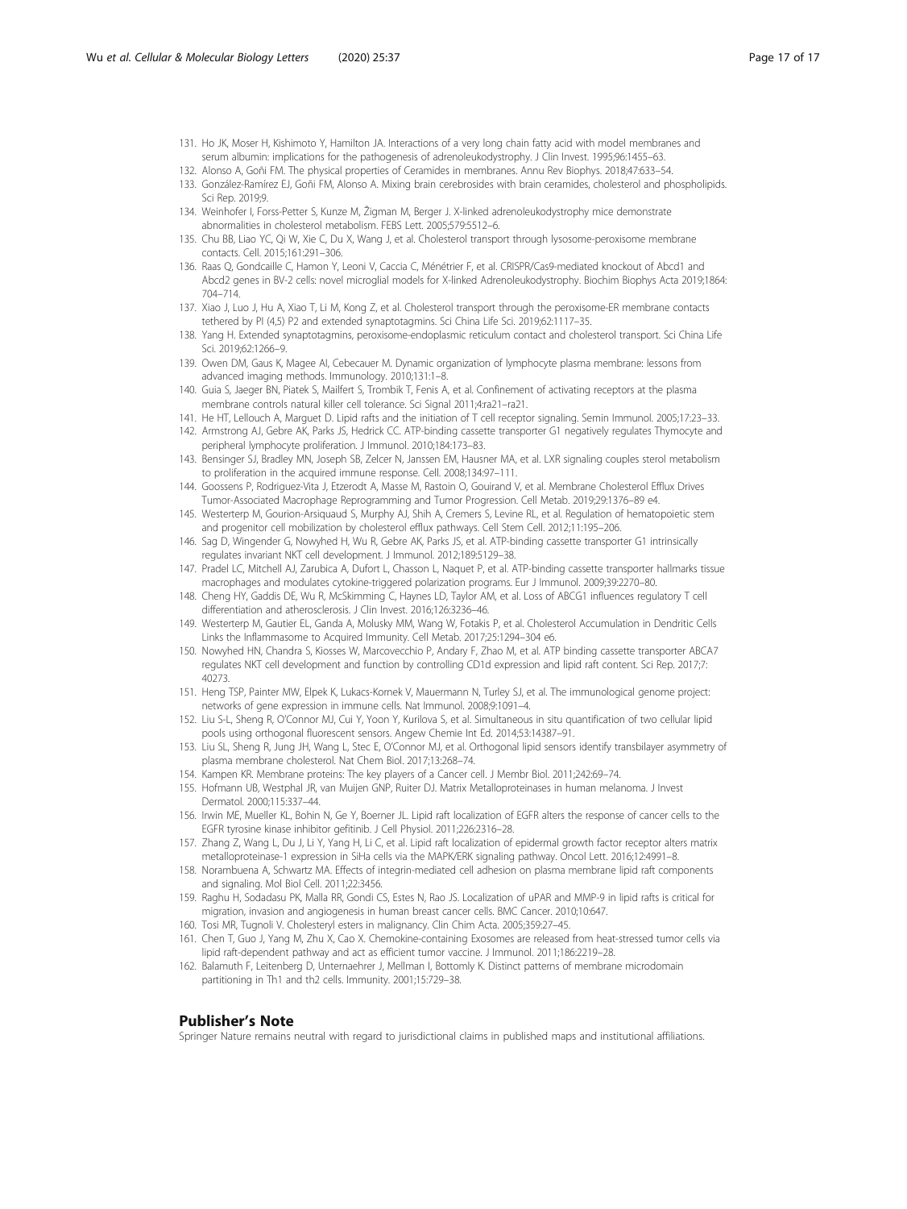131. Ho JK, Moser H, Kishimoto Y, Hamilton JA. Interactions of a very long chain fatty acid with model membranes and serum albumin: implications for the pathogenesis of adrenoleukodystrophy. J Clin Invest. 1995;96:1455–63.
132. Alonso A, Goñi FM. The physical properties of Ceramides in membranes. Annu Rev Biophys. 2018;47:633–54.
133. González-Ramírez EJ, Goñi FM, Alonso A. Mixing brain cerebrosides with brain ceramides, cholesterol and phospholipids. Sci Rep. 2019;9.
134. Weinhofer I, Forss-Petter S, Kunze M, Žigman M, Berger J. X-linked adrenoleukodystrophy mice demonstrate abnormalities in cholesterol metabolism. FEBS Lett. 2005;579:5512–6.
135. Chu BB, Liao YC, Qi W, Xie C, Du X, Wang J, et al. Cholesterol transport through lysosome-peroxisome membrane contacts. Cell. 2015;161:291–306.
136. Raas Q, Gondcaille C, Hamon Y, Leoni V, Caccia C, Ménétrier F, et al. CRISPR/Cas9-mediated knockout of Abcd1 and Abcd2 genes in BV-2 cells: novel microglial models for X-linked Adrenoleukodystrophy. Biochim Biophys Acta 2019;1864: 704–714.
137. Xiao J, Luo J, Hu A, Xiao T, Li M, Kong Z, et al. Cholesterol transport through the peroxisome-ER membrane contacts tethered by PI (4,5) P2 and extended synaptotagmins. Sci China Life Sci. 2019;62:1117–35.
138. Yang H. Extended synaptotagmins, peroxisome-endoplasmic reticulum contact and cholesterol transport. Sci China Life Sci. 2019;62:1266–9.
139. Owen DM, Gaus K, Magee AI, Cebecauer M. Dynamic organization of lymphocyte plasma membrane: lessons from advanced imaging methods. Immunology. 2010;131:1–8.
140. Guia S, Jaeger BN, Piatek S, Mailfert S, Trombik T, Fenis A, et al. Confinement of activating receptors at the plasma membrane controls natural killer cell tolerance. Sci Signal 2011;4:ra21–ra21.
141. He HT, Lellouch A, Marguet D. Lipid rafts and the initiation of T cell receptor signaling. Semin Immunol. 2005;17:23–33.
142. Armstrong AJ, Gebre AK, Parks JS, Hedrick CC. ATP-binding cassette transporter G1 negatively regulates Thymocyte and peripheral lymphocyte proliferation. J Immunol. 2010;184:173–83.
143. Bensinger SJ, Bradley MN, Joseph SB, Zelcer N, Janssen EM, Hausner MA, et al. LXR signaling couples sterol metabolism to proliferation in the acquired immune response. Cell. 2008;134:97–111.
144. Goossens P, Rodriguez-Vita J, Etzerodt A, Masse M, Rastoin O, Gouirand V, et al. Membrane Cholesterol Efflux Drives Tumor-Associated Macrophage Reprogramming and Tumor Progression. Cell Metab. 2019;29:1376–89 e4.
145. Westerterp M, Gourion-Arsiquaud S, Murphy AJ, Shih A, Cremers S, Levine RL, et al. Regulation of hematopoietic stem and progenitor cell mobilization by cholesterol efflux pathways. Cell Stem Cell. 2012;11:195–206.
146. Sag D, Wingender G, Nowyhed H, Wu R, Gebre AK, Parks JS, et al. ATP-binding cassette transporter G1 intrinsically regulates invariant NKT cell development. J Immunol. 2012;189:5129–38.
147. Pradel LC, Mitchell AJ, Zarubica A, Dufort L, Chasson L, Naquet P, et al. ATP-binding cassette transporter hallmarks tissue macrophages and modulates cytokine-triggered polarization programs. Eur J Immunol. 2009;39:2270–80.
148. Cheng HY, Gaddis DE, Wu R, McSkimming C, Haynes LD, Taylor AM, et al. Loss of ABCG1 influences regulatory T cell differentiation and atherosclerosis. J Clin Invest. 2016;126:3236–46.
149. Westerterp M, Gautier EL, Ganda A, Molusky MM, Wang W, Fotakis P, et al. Cholesterol Accumulation in Dendritic Cells Links the Inflammasome to Acquired Immunity. Cell Metab. 2017;25:1294–304 e6.
150. Nowyhed HN, Chandra S, Kiosses W, Marcovecchio P, Andary F, Zhao M, et al. ATP binding cassette transporter ABCA7 regulates NKT cell development and function by controlling CD1d expression and lipid raft content. Sci Rep. 2017;7: 40273.
151. Heng TSP, Painter MW, Elpek K, Lukacs-Kornek V, Mauermann N, Turley SJ, et al. The immunological genome project: networks of gene expression in immune cells. Nat Immunol. 2008;9:1091–4.
152. Liu S-L, Sheng R, O'Connor MJ, Cui Y, Yoon Y, Kurilova S, et al. Simultaneous in situ quantification of two cellular lipid pools using orthogonal fluorescent sensors. Angew Chemie Int Ed. 2014;53:14387–91.
153. Liu SL, Sheng R, Jung JH, Wang L, Stec E, O'Connor MJ, et al. Orthogonal lipid sensors identify transbilayer asymmetry of plasma membrane cholesterol. Nat Chem Biol. 2017;13:268–74.
154. Kampen KR. Membrane proteins: The key players of a Cancer cell. J Membr Biol. 2011;242:69–74.
155. Hofmann UB, Westphal JR, van Muijen GNP, Ruiter DJ. Matrix Metalloproteinases in human melanoma. J Invest Dermatol. 2000;115:337–44.
156. Irwin ME, Mueller KL, Bohin N, Ge Y, Boerner JL. Lipid raft localization of EGFR alters the response of cancer cells to the EGFR tyrosine kinase inhibitor gefitinib. J Cell Physiol. 2011;226:2316–28.
157. Zhang Z, Wang L, Du J, Li Y, Yang H, Li C, et al. Lipid raft localization of epidermal growth factor receptor alters matrix metalloproteinase-1 expression in SiHa cells via the MAPK/ERK signaling pathway. Oncol Lett. 2016;12:4991–8.
158. Norambuena A, Schwartz MA. Effects of integrin-mediated cell adhesion on plasma membrane lipid raft components and signaling. Mol Biol Cell. 2011;22:3456.
159. Raghu H, Sodadasu PK, Malla RR, Gondi CS, Estes N, Rao JS. Localization of uPAR and MMP-9 in lipid rafts is critical for migration, invasion and angiogenesis in human breast cancer cells. BMC Cancer. 2010;10:647.
160. Tosi MR, Tugnoli V. Cholesteryl esters in malignancy. Clin Chim Acta. 2005;359:27–45.
161. Chen T, Guo J, Yang M, Zhu X, Cao X. Chemokine-containing Exosomes are released from heat-stressed tumor cells via lipid raft-dependent pathway and act as efficient tumor vaccine. J Immunol. 2011;186:2219–28.
162. Balamuth F, Leitenberg D, Unternaehrer J, Mellman I, Bottomly K. Distinct patterns of membrane microdomain partitioning in Th1 and th2 cells. Immunity. 2001;15:729–38.

## Publisher's Note

Springer Nature remains neutral with regard to jurisdictional claims in published maps and institutional affiliations.